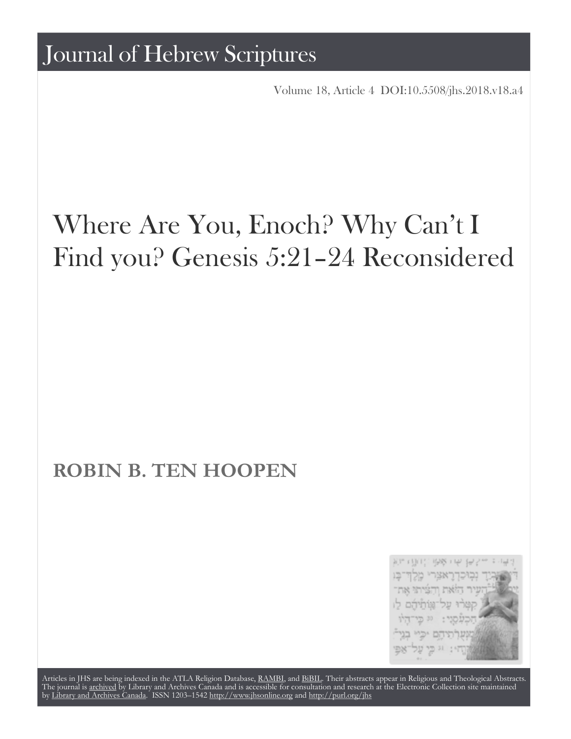# Journal of Hebrew Scriptures

Volume 18, Article 4 DOI:10.5508/jhs.2018.v18.a4

# Where Are You, Enoch? Why Can't I Find you? Genesis 5:21–24 Reconsidered

**ROBIN B. TEN HOOPEN**

Articles in JHS are being indexed in the ATLA Religion Database, RAMBI, and BiBIL. Their abstracts appear in Religious and Theological Abstracts. The journal is archived by Library and Archives Canada and is accessible for consultation and research at the Electronic Collection site maintained by Library and Archives Canada. ISSN 1203–1542 http://www.jhsonline.org and http://purl.org/jhs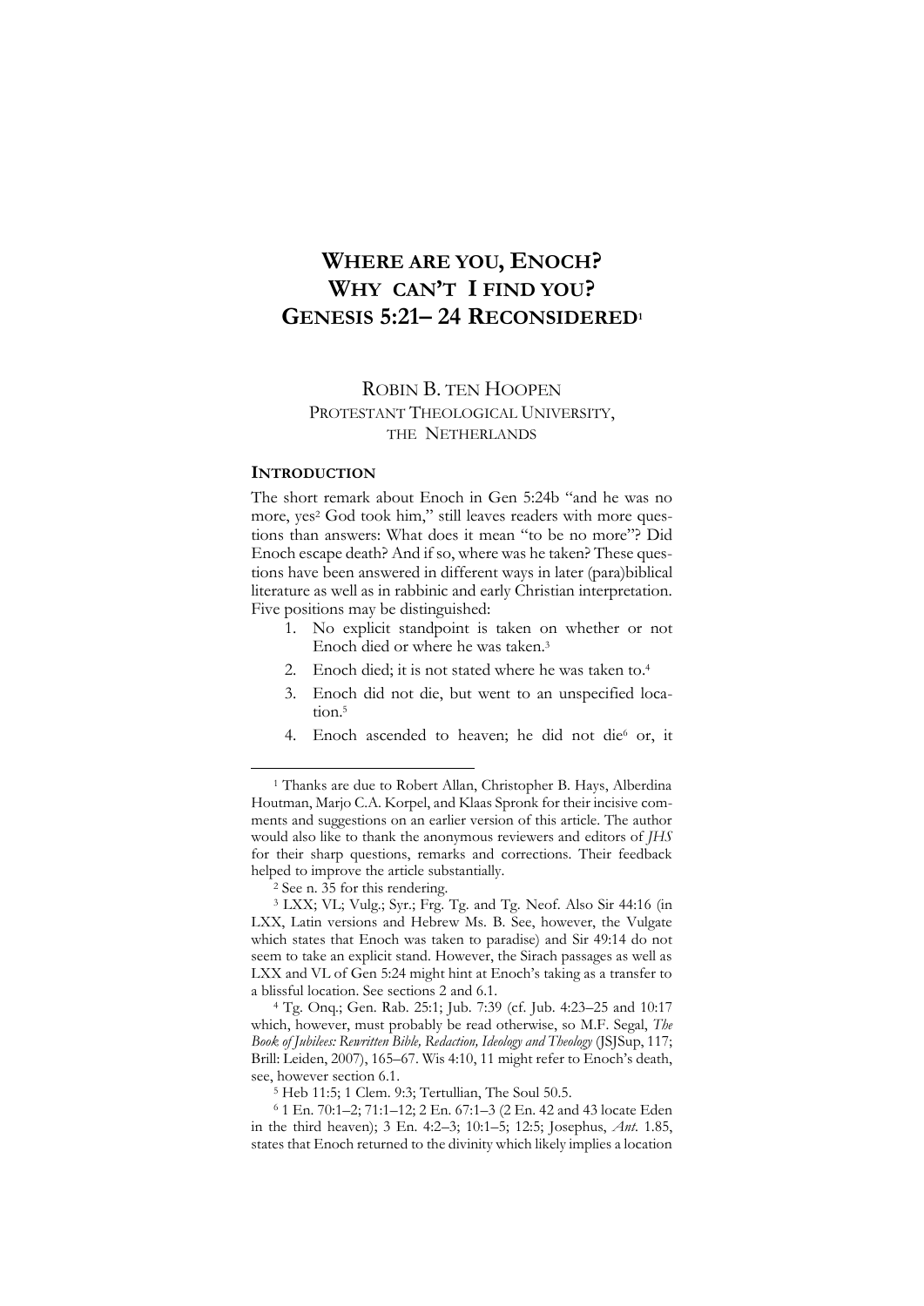# WHERE ARE YOU, ENOCH? WHY CAN'T I FIND YOU? GENESIS 5:21– 24 RECONSIDERED[1]

ROBIN B. TEN HOOPEN
PROTESTANT THEOLOGICAL UNIVERSITY,
THE NETHERLANDS

## INTRODUCTION

The short remark about Enoch in Gen 5:24b "and he was no more, yes[2] God took him," still leaves readers with more questions than answers: What does it mean "to be no more"? Did Enoch escape death? And if so, where was he taken? These questions have been answered in different ways in later (para)biblical literature as well as in rabbinic and early Christian interpretation. Five positions may be distinguished:

1. No explicit standpoint is taken on whether or not Enoch died or where he was taken.[3]
2. Enoch died; it is not stated where he was taken to.[4]
3. Enoch did not die, but went to an unspecified location.[5]
4. Enoch ascended to heaven; he did not die[6] or, it

---

[1] Thanks are due to Robert Allan, Christopher B. Hays, Alberdina Houtman, Marjo C.A. Korpel, and Klaas Spronk for their incisive comments and suggestions on an earlier version of this article. The author would also like to thank the anonymous reviewers and editors of *JHS* for their sharp questions, remarks and corrections. Their feedback helped to improve the article substantially.

[2] See n. 35 for this rendering.

[3] LXX; VL; Vulg.; Syr.; Frg. Tg. and Tg. Neof. Also Sir 44:16 (in LXX, Latin versions and Hebrew Ms. B. See, however, the Vulgate which states that Enoch was taken to paradise) and Sir 49:14 do not seem to take an explicit stand. However, the Sirach passages as well as LXX and VL of Gen 5:24 might hint at Enoch's taking as a transfer to a blissful location. See sections 2 and 6.1.

[4] Tg. Onq.; Gen. Rab. 25:1; Jub. 7:39 (cf. Jub. 4:23–25 and 10:17 which, however, must probably be read otherwise, so M.F. Segal, *The Book of Jubilees: Rewritten Bible, Redaction, Ideology and Theology* (JSJSup, 117; Brill: Leiden, 2007), 165–67. Wis 4:10, 11 might refer to Enoch's death, see, however section 6.1.

[5] Heb 11:5; 1 Clem. 9:3; Tertullian, The Soul 50.5.

[6] 1 En. 70:1–2; 71:1–12; 2 En. 67:1–3 (2 En. 42 and 43 locate Eden in the third heaven); 3 En. 4:2–3; 10:1–5; 12:5; Josephus, *Ant.* 1.85, states that Enoch returned to the divinity which likely implies a location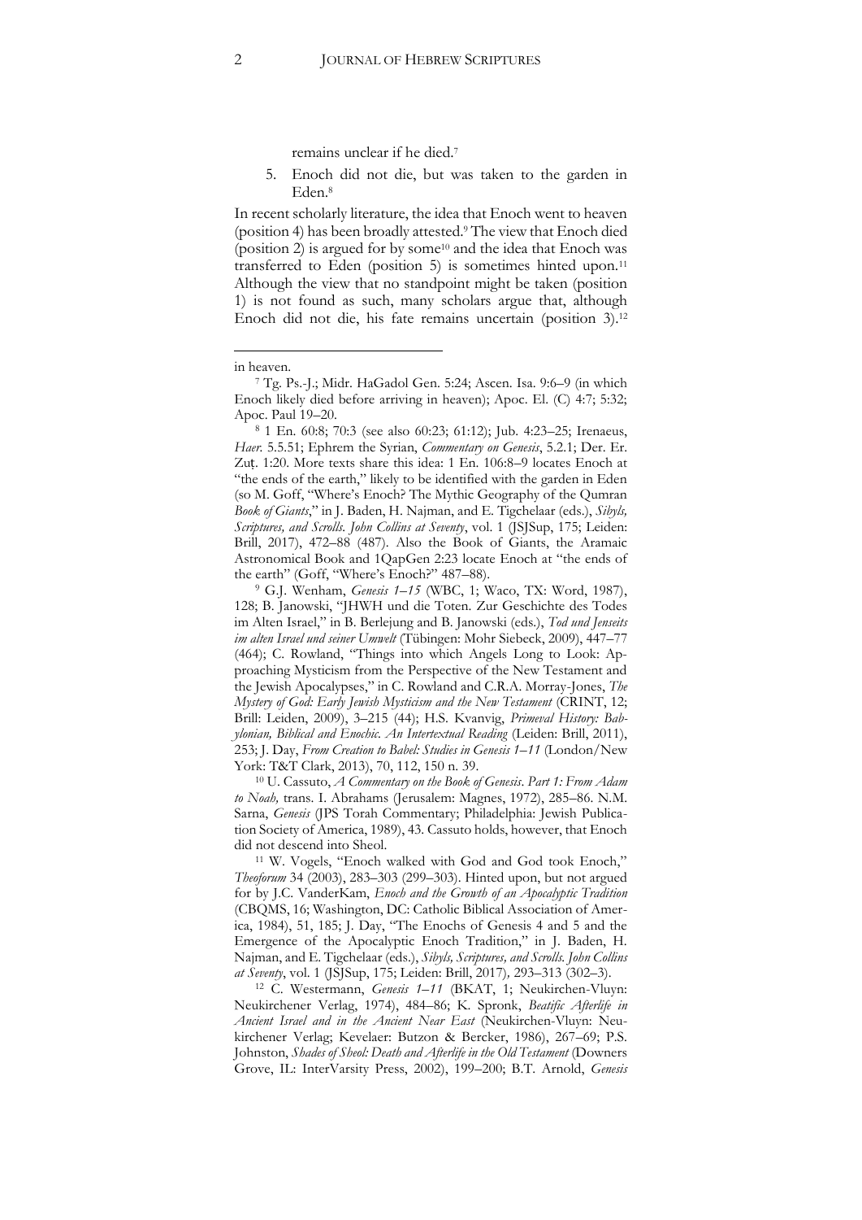remains unclear if he died.[7]

5. Enoch did not die, but was taken to the garden in Eden.[8]

In recent scholarly literature, the idea that Enoch went to heaven (position 4) has been broadly attested.[9] The view that Enoch died (position 2) is argued for by some[10] and the idea that Enoch was transferred to Eden (position 5) is sometimes hinted upon.[11] Although the view that no standpoint might be taken (position 1) is not found as such, many scholars argue that, although Enoch did not die, his fate remains uncertain (position 3).[12]

---

in heaven.

[7] Tg. Ps.-J.; Midr. HaGadol Gen. 5:24; Ascen. Isa. 9:6–9 (in which Enoch likely died before arriving in heaven); Apoc. El. (C) 4:7; 5:32; Apoc. Paul 19–20.

[8] 1 En. 60:8; 70:3 (see also 60:23; 61:12); Jub. 4:23–25; Irenaeus, *Haer.* 5.5.51; Ephrem the Syrian, *Commentary on Genesis*, 5.2.1; Der. Er. Zuṭ. 1:20. More texts share this idea: 1 En. 106:8–9 locates Enoch at "the ends of the earth," likely to be identified with the garden in Eden (so M. Goff, "Where's Enoch? The Mythic Geography of the Qumran *Book of Giants*," in J. Baden, H. Najman, and E. Tigchelaar (eds.), *Sibyls, Scriptures, and Scrolls. John Collins at Seventy*, vol. 1 (JSJSup, 175; Leiden: Brill, 2017), 472–88 (487). Also the Book of Giants, the Aramaic Astronomical Book and 1QapGen 2:23 locate Enoch at "the ends of the earth" (Goff, "Where's Enoch?" 487–88).

[9] G.J. Wenham, *Genesis 1–15* (WBC, 1; Waco, TX: Word, 1987), 128; B. Janowski, "JHWH und die Toten. Zur Geschichte des Todes im Alten Israel," in B. Berlejung and B. Janowski (eds.), *Tod und Jenseits im alten Israel und seiner Umwelt* (Tübingen: Mohr Siebeck, 2009), 447–77 (464); C. Rowland, "Things into which Angels Long to Look: Approaching Mysticism from the Perspective of the New Testament and the Jewish Apocalypses," in C. Rowland and C.R.A. Morray-Jones, *The Mystery of God: Early Jewish Mysticism and the New Testament* (CRINT, 12; Brill: Leiden, 2009), 3–215 (44); H.S. Kvanvig, *Primeval History: Babylonian, Biblical and Enochic. An Intertextual Reading* (Leiden: Brill, 2011), 253; J. Day, *From Creation to Babel: Studies in Genesis 1–11* (London/New York: T&T Clark, 2013), 70, 112, 150 n. 39.

[10] U. Cassuto, *A Commentary on the Book of Genesis. Part 1: From Adam to Noah,* trans. I. Abrahams (Jerusalem: Magnes, 1972), 285–86. N.M. Sarna, *Genesis* (JPS Torah Commentary; Philadelphia: Jewish Publication Society of America, 1989), 43. Cassuto holds, however, that Enoch did not descend into Sheol.

[11] W. Vogels, "Enoch walked with God and God took Enoch," *Theoforum* 34 (2003), 283–303 (299–303). Hinted upon, but not argued for by J.C. VanderKam, *Enoch and the Growth of an Apocalyptic Tradition* (CBQMS, 16; Washington, DC: Catholic Biblical Association of America, 1984), 51, 185; J. Day, "The Enochs of Genesis 4 and 5 and the Emergence of the Apocalyptic Enoch Tradition," in J. Baden, H. Najman, and E. Tigchelaar (eds.), *Sibyls, Scriptures, and Scrolls. John Collins at Seventy*, vol. 1 (JSJSup, 175; Leiden: Brill, 2017), 293–313 (302–3).

[12] C. Westermann, *Genesis 1–11* (BKAT, 1; Neukirchen-Vluyn: Neukirchener Verlag, 1974), 484–86; K. Spronk, *Beatific Afterlife in Ancient Israel and in the Ancient Near East* (Neukirchen-Vluyn: Neukirchener Verlag; Kevelaer: Butzon & Bercker, 1986), 267–69; P.S. Johnston, *Shades of Sheol: Death and Afterlife in the Old Testament* (Downers Grove, IL: InterVarsity Press, 2002), 199–200; B.T. Arnold, *Genesis*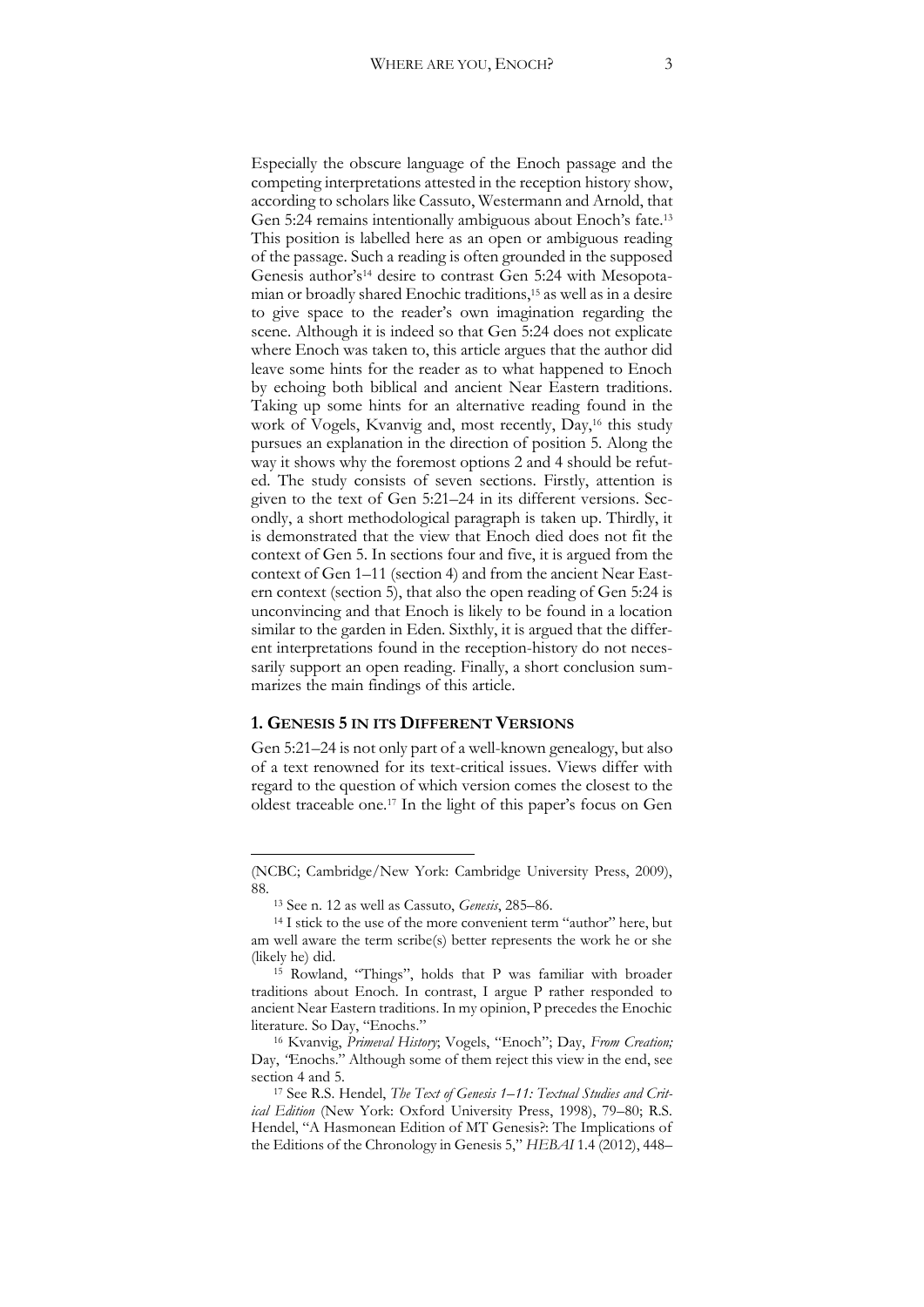Especially the obscure language of the Enoch passage and the competing interpretations attested in the reception history show, according to scholars like Cassuto, Westermann and Arnold, that Gen 5:24 remains intentionally ambiguous about Enoch's fate.[13] This position is labelled here as an open or ambiguous reading of the passage. Such a reading is often grounded in the supposed Genesis author's[14] desire to contrast Gen 5:24 with Mesopotamian or broadly shared Enochic traditions,[15] as well as in a desire to give space to the reader's own imagination regarding the scene. Although it is indeed so that Gen 5:24 does not explicate where Enoch was taken to, this article argues that the author did leave some hints for the reader as to what happened to Enoch by echoing both biblical and ancient Near Eastern traditions. Taking up some hints for an alternative reading found in the work of Vogels, Kvanvig and, most recently, Day,[16] this study pursues an explanation in the direction of position 5. Along the way it shows why the foremost options 2 and 4 should be refuted. The study consists of seven sections. Firstly, attention is given to the text of Gen 5:21–24 in its different versions. Secondly, a short methodological paragraph is taken up. Thirdly, it is demonstrated that the view that Enoch died does not fit the context of Gen 5. In sections four and five, it is argued from the context of Gen 1–11 (section 4) and from the ancient Near Eastern context (section 5), that also the open reading of Gen 5:24 is unconvincing and that Enoch is likely to be found in a location similar to the garden in Eden. Sixthly, it is argued that the different interpretations found in the reception-history do not necessarily support an open reading. Finally, a short conclusion summarizes the main findings of this article.

## 1. Genesis 5 in its Different Versions

Gen 5:21–24 is not only part of a well-known genealogy, but also of a text renowned for its text-critical issues. Views differ with regard to the question of which version comes the closest to the oldest traceable one.[17] In the light of this paper's focus on Gen

---

(NCBC; Cambridge/New York: Cambridge University Press, 2009), 88.

[13] See n. 12 as well as Cassuto, *Genesis*, 285–86.

[14] I stick to the use of the more convenient term "author" here, but am well aware the term scribe(s) better represents the work he or she (likely he) did.

[15] Rowland, "Things", holds that P was familiar with broader traditions about Enoch. In contrast, I argue P rather responded to ancient Near Eastern traditions. In my opinion, P precedes the Enochic literature. So Day, "Enochs."

[16] Kvanvig, *Primeval History*; Vogels, "Enoch"; Day, *From Creation;* Day, *"*Enochs." Although some of them reject this view in the end, see section 4 and 5.

[17] See R.S. Hendel, *The Text of Genesis 1–11: Textual Studies and Critical Edition* (New York: Oxford University Press, 1998), 79–80; R.S. Hendel, "A Hasmonean Edition of MT Genesis?: The Implications of the Editions of the Chronology in Genesis 5," *HEBAI* 1.4 (2012), 448–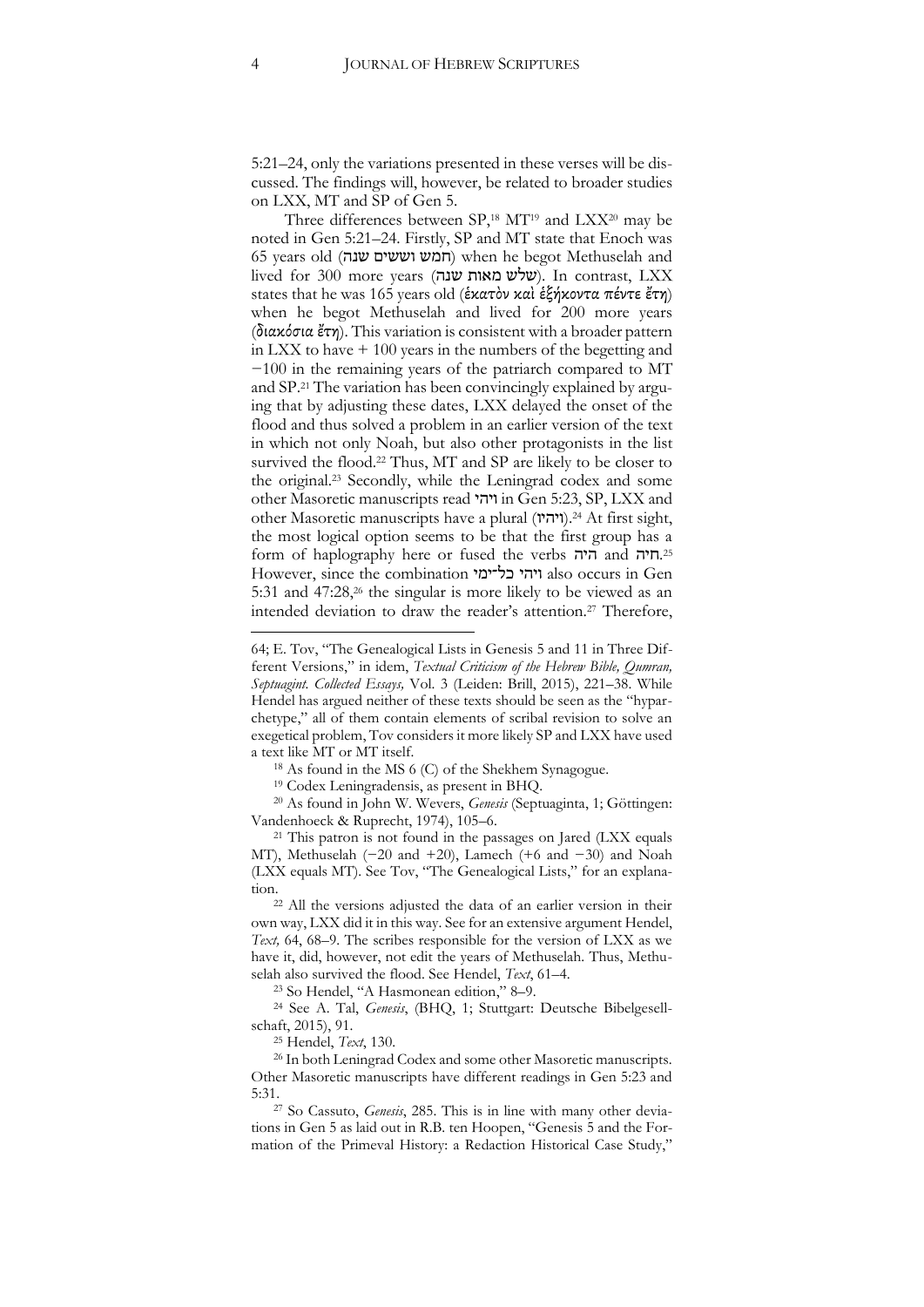5:21–24, only the variations presented in these verses will be discussed. The findings will, however, be related to broader studies on LXX, MT and SP of Gen 5.

Three differences between SP,[18] MT[19] and LXX[20] may be noted in Gen 5:21–24. Firstly, SP and MT state that Enoch was 65 years old (חמש וששים שנה) when he begot Methuselah and lived for 300 more years (שלש מאות שנה). In contrast, LXX states that he was 165 years old (ἑκατὸν καὶ ἑξήκοντα πέντε ἔτη) when he begot Methuselah and lived for 200 more years (διακόσια ἔτη). This variation is consistent with a broader pattern in LXX to have + 100 years in the numbers of the begetting and −100 in the remaining years of the patriarch compared to MT and SP.[21] The variation has been convincingly explained by arguing that by adjusting these dates, LXX delayed the onset of the flood and thus solved a problem in an earlier version of the text in which not only Noah, but also other protagonists in the list survived the flood.[22] Thus, MT and SP are likely to be closer to the original.[23] Secondly, while the Leningrad codex and some other Masoretic manuscripts read ויהי in Gen 5:23, SP, LXX and other Masoretic manuscripts have a plural (ויהיו).[24] At first sight, the most logical option seems to be that the first group has a form of haplography here or fused the verbs היה and חיה.[25] However, since the combination ויהי כל־ימי also occurs in Gen 5:31 and 47:28,[26] the singular is more likely to be viewed as an intended deviation to draw the reader's attention.[27] Therefore,

---

64; E. Tov, "The Genealogical Lists in Genesis 5 and 11 in Three Different Versions," in idem, *Textual Criticism of the Hebrew Bible, Qumran, Septuagint. Collected Essays,* Vol. 3 (Leiden: Brill, 2015), 221–38. While Hendel has argued neither of these texts should be seen as the "hyparchetype," all of them contain elements of scribal revision to solve an exegetical problem, Tov considers it more likely SP and LXX have used a text like MT or MT itself.

[18] As found in the MS 6 (C) of the Shekhem Synagogue.

[19] Codex Leningradensis, as present in BHQ.

[20] As found in John W. Wevers, *Genesis* (Septuaginta, 1; Göttingen: Vandenhoeck & Ruprecht, 1974), 105–6.

[21] This patron is not found in the passages on Jared (LXX equals MT), Methuselah (−20 and +20), Lamech (+6 and −30) and Noah (LXX equals MT). See Tov, "The Genealogical Lists," for an explanation.

[22] All the versions adjusted the data of an earlier version in their own way, LXX did it in this way. See for an extensive argument Hendel, *Text,* 64, 68–9. The scribes responsible for the version of LXX as we have it, did, however, not edit the years of Methuselah. Thus, Methuselah also survived the flood. See Hendel, *Text*, 61–4.

[23] So Hendel, "A Hasmonean edition," 8–9.

[24] See A. Tal, *Genesis*, (BHQ, 1; Stuttgart: Deutsche Bibelgesellschaft, 2015), 91.

[25] Hendel, *Text*, 130.

[26] In both Leningrad Codex and some other Masoretic manuscripts. Other Masoretic manuscripts have different readings in Gen 5:23 and 5:31.

[27] So Cassuto, *Genesis*, 285. This is in line with many other deviations in Gen 5 as laid out in R.B. ten Hoopen, "Genesis 5 and the Formation of the Primeval History: a Redaction Historical Case Study,"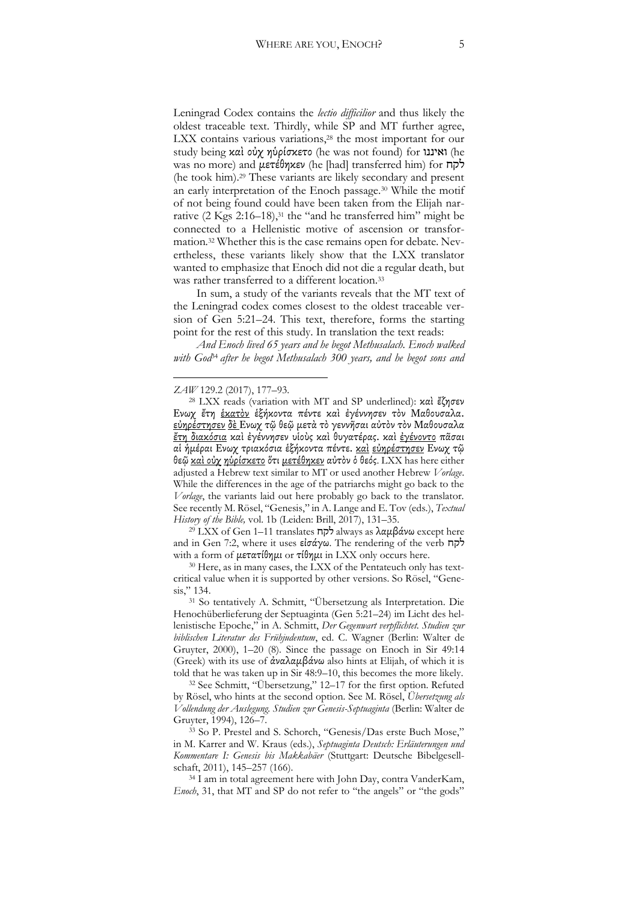Leningrad Codex contains the *lectio difficilior* and thus likely the oldest traceable text. Thirdly, while SP and MT further agree, LXX contains various variations,[28] the most important for our study being καὶ οὐχ ηὑρίσκετο (he was not found) for ואיננו (he was no more) and μετέθηκεν (he [had] transferred him) for לקח (he took him).[29] These variants are likely secondary and present an early interpretation of the Enoch passage.[30] While the motif of not being found could have been taken from the Elijah narrative (2 Kgs 2:16–18),[31] the "and he transferred him" might be connected to a Hellenistic motive of ascension or transformation.[32] Whether this is the case remains open for debate. Nevertheless, these variants likely show that the LXX translator wanted to emphasize that Enoch did not die a regular death, but was rather transferred to a different location.[33]

In sum, a study of the variants reveals that the MT text of the Leningrad codex comes closest to the oldest traceable version of Gen 5:21–24. This text, therefore, forms the starting point for the rest of this study. In translation the text reads:

*And Enoch lived 65 years and he begot Methusalach. Enoch walked with God*[34] *after he begot Methusalach 300 years, and he begot sons and*

---

*ZAW* 129.2 (2017), 177–93.

[28] LXX reads (variation with MT and SP underlined): καὶ ἔζησεν Ενωχ ἔτη <u>ἑκατὸν</u> ἑξήκοντα πέντε καὶ ἐγέννησεν τὸν Μαθουσαλα. <u>εὐηρέστησεν δὲ</u> Ενωχ τῷ θεῷ μετὰ τὸ γεννῆσαι αὐτὸν τὸν Μαθουσαλα <u>ἔτη διακόσια</u> καὶ ἐγέννησεν υἱοὺς καὶ θυγατέρας. καὶ <u>ἐγένοντο</u> πᾶσαι αἱ ἡμέραι Ενωχ τριακόσια ἑξήκοντα πέντε. <u>καὶ εὐηρέστησεν</u> Ενωχ τῷ θεῷ <u>καὶ οὐχ ηὑρίσκετο</u> ὅτι <u>μετέθηκεν</u> αὐτὸν ὁ θεός. LXX has here either adjusted a Hebrew text similar to MT or used another Hebrew *Vorlage*. While the differences in the age of the patriarchs might go back to the *Vorlage*, the variants laid out here probably go back to the translator. See recently M. Rösel, "Genesis," in A. Lange and E. Tov (eds.), *Textual History of the Bible,* vol. 1b (Leiden: Brill, 2017), 131–35.

[29] LXX of Gen 1–11 translates לקח always as λαμβάνω except here and in Gen 7:2, where it uses εἰσάγω. The rendering of the verb לקח with a form of μετατίθημι or τίθημι in LXX only occurs here.

[30] Here, as in many cases, the LXX of the Pentateuch only has text-critical value when it is supported by other versions. So Rösel, "Genesis," 134.

[31] So tentatively A. Schmitt, "Übersetzung als Interpretation. Die Henochüberlieferung der Septuaginta (Gen 5:21–24) im Licht des hellenistische Epoche," in A. Schmitt, *Der Gegenwart verpflichtet. Studien zur biblischen Literatur des Frühjudentum*, ed. C. Wagner (Berlin: Walter de Gruyter, 2000), 1–20 (8). Since the passage on Enoch in Sir 49:14 (Greek) with its use of ἀναλαμβάνω also hints at Elijah, of which it is told that he was taken up in Sir 48:9–10, this becomes the more likely.

[32] See Schmitt, "Übersetzung," 12–17 for the first option. Refuted by Rösel, who hints at the second option. See M. Rösel, *Übersetzung als Vollendung der Auslegung. Studien zur Genesis-Septuaginta* (Berlin: Walter de Gruyter, 1994), 126–7.

[33] So P. Prestel and S. Schorch, "Genesis/Das erste Buch Mose," in M. Karrer and W. Kraus (eds.), *Septuaginta Deutsch: Erläuterungen und Kommentare I: Genesis bis Makkabäer* (Stuttgart: Deutsche Bibelgesellschaft, 2011), 145–257 (166).

[34] I am in total agreement here with John Day, contra VanderKam, *Enoch*, 31, that MT and SP do not refer to "the angels" or "the gods"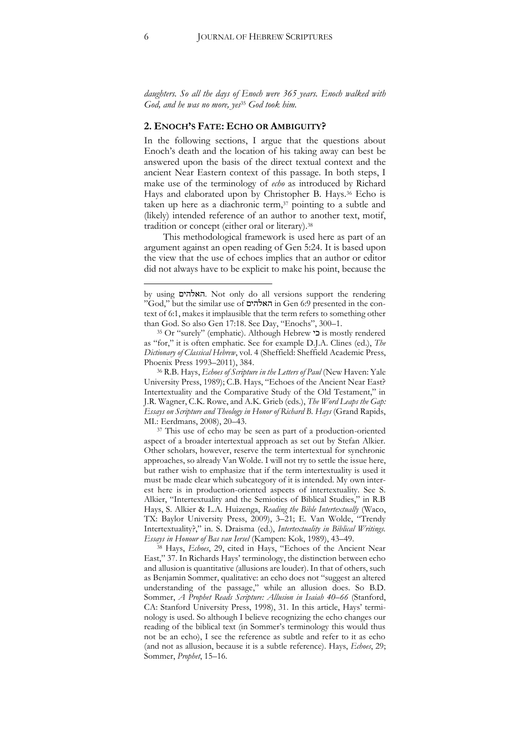*daughters. So all the days of Enoch were 365 years. Enoch walked with God, and he was no more, yes*[35] *God took him.*

## 2. Enoch's Fate: Echo or Ambiguity?

In the following sections, I argue that the questions about Enoch's death and the location of his taking away can best be answered upon the basis of the direct textual context and the ancient Near Eastern context of this passage. In both steps, I make use of the terminology of *echo* as introduced by Richard Hays and elaborated upon by Christopher B. Hays.[36] Echo is taken up here as a diachronic term,[37] pointing to a subtle and (likely) intended reference of an author to another text, motif, tradition or concept (either oral or literary).[38]

This methodological framework is used here as part of an argument against an open reading of Gen 5:24. It is based upon the view that the use of echoes implies that an author or editor did not always have to be explicit to make his point, because the

---

by using האלהים. Not only do all versions support the rendering "God," but the similar use of האלהים in Gen 6:9 presented in the context of 6:1, makes it implausible that the term refers to something other than God. So also Gen 17:18. See Day, "Enochs", 300–1.

[35] Or "surely" (emphatic). Although Hebrew כי is mostly rendered as "for," it is often emphatic. See for example D.J.A. Clines (ed.), *The Dictionary of Classical Hebrew*, vol. 4 (Sheffield: Sheffield Academic Press, Phoenix Press 1993–2011), 384.

[36] R.B. Hays, *Echoes of Scripture in the Letters of Paul* (New Haven: Yale University Press, 1989); C.B. Hays, "Echoes of the Ancient Near East? Intertextuality and the Comparative Study of the Old Testament," in J.R. Wagner, C.K. Rowe, and A.K. Grieb (eds.), *The Word Leaps the Gap: Essays on Scripture and Theology in Honor of Richard B. Hays* (Grand Rapids, MI.: Eerdmans, 2008), 20–43.

[37] This use of echo may be seen as part of a production-oriented aspect of a broader intertextual approach as set out by Stefan Alkier. Other scholars, however, reserve the term intertextual for synchronic approaches, so already Van Wolde. I will not try to settle the issue here, but rather wish to emphasize that if the term intertextuality is used it must be made clear which subcategory of it is intended. My own interest here is in production-oriented aspects of intertextuality. See S. Alkier, "Intertextuality and the Semiotics of Biblical Studies," in R.B Hays, S. Alkier & L.A. Huizenga, *Reading the Bible Intertextually* (Waco, TX: Baylor University Press, 2009), 3–21; E. Van Wolde, "Trendy Intertextuality?," in. S. Draisma (ed.), *Intertextuality in Biblical Writings. Essays in Honour of Bas van Iersel* (Kampen: Kok, 1989), 43–49.

[38] Hays, *Echoes*, 29, cited in Hays, "Echoes of the Ancient Near East," 37. In Richards Hays' terminology, the distinction between echo and allusion is quantitative (allusions are louder). In that of others, such as Benjamin Sommer, qualitative: an echo does not "suggest an altered understanding of the passage," while an allusion does. So B.D. Sommer, *A Prophet Reads Scripture: Allusion in Isaiah 40–66* (Stanford, CA: Stanford University Press, 1998), 31. In this article, Hays' terminology is used. So although I believe recognizing the echo changes our reading of the biblical text (in Sommer's terminology this would thus not be an echo), I see the reference as subtle and refer to it as echo (and not as allusion, because it is a subtle reference). Hays, *Echoes*, 29; Sommer, *Prophet*, 15–16.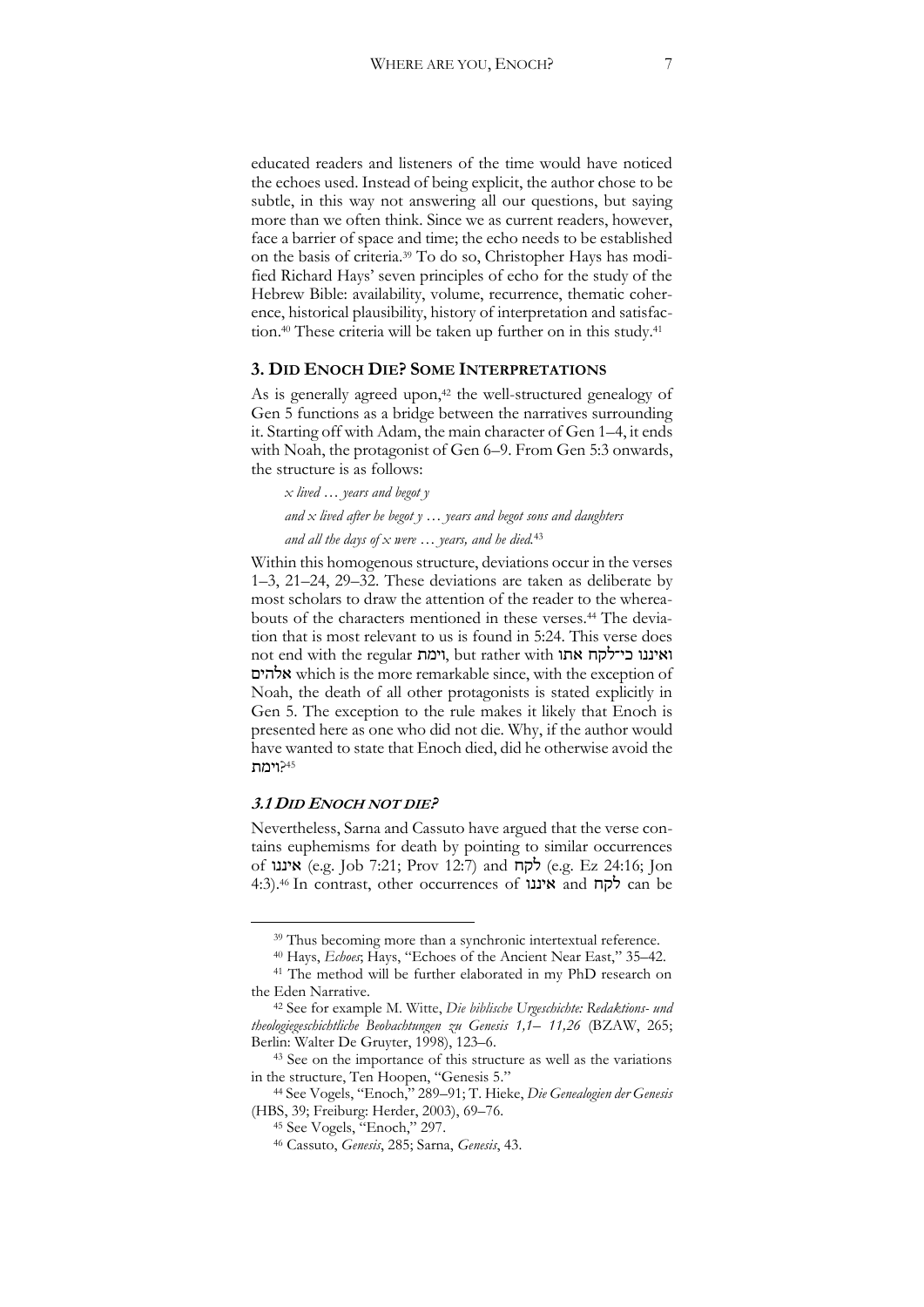educated readers and listeners of the time would have noticed the echoes used. Instead of being explicit, the author chose to be subtle, in this way not answering all our questions, but saying more than we often think. Since we as current readers, however, face a barrier of space and time; the echo needs to be established on the basis of criteria.[39] To do so, Christopher Hays has modified Richard Hays' seven principles of echo for the study of the Hebrew Bible: availability, volume, recurrence, thematic coherence, historical plausibility, history of interpretation and satisfaction.[40] These criteria will be taken up further on in this study.[41]

## 3. DID ENOCH DIE? SOME INTERPRETATIONS

As is generally agreed upon,[42] the well-structured genealogy of Gen 5 functions as a bridge between the narratives surrounding it. Starting off with Adam, the main character of Gen 1–4, it ends with Noah, the protagonist of Gen 6–9. From Gen 5:3 onwards, the structure is as follows:

*x lived … years and begot y*

*and x lived after he begot y … years and begot sons and daughters*

*and all the days of x were … years, and he died.*[43]

Within this homogenous structure, deviations occur in the verses 1–3, 21–24, 29–32. These deviations are taken as deliberate by most scholars to draw the attention of the reader to the whereabouts of the characters mentioned in these verses.[44] The deviation that is most relevant to us is found in 5:24. This verse does not end with the regular וימת, but rather with ואיננו כי־לקח אתו אלהים which is the more remarkable since, with the exception of Noah, the death of all other protagonists is stated explicitly in Gen 5. The exception to the rule makes it likely that Enoch is presented here as one who did not die. Why, if the author would have wanted to state that Enoch died, did he otherwise avoid the וימת?[45]

### 3.1 *DID ENOCH NOT DIE?*

Nevertheless, Sarna and Cassuto have argued that the verse contains euphemisms for death by pointing to similar occurrences of איננו (e.g. Job 7:21; Prov 12:7) and לקח (e.g. Ez 24:16; Jon 4:3).[46] In contrast, other occurrences of איננו and לקח can be

---

[39] Thus becoming more than a synchronic intertextual reference.

[40] Hays, *Echoes*; Hays, "Echoes of the Ancient Near East," 35–42.

[41] The method will be further elaborated in my PhD research on the Eden Narrative.

[42] See for example M. Witte, *Die biblische Urgeschichte: Redaktions- und theologiegeschichtliche Beobachtungen zu Genesis 1,1– 11,26* (BZAW, 265; Berlin: Walter De Gruyter, 1998), 123–6.

[43] See on the importance of this structure as well as the variations in the structure, Ten Hoopen, "Genesis 5."

[44] See Vogels, "Enoch," 289–91; T. Hieke, *Die Genealogien der Genesis* (HBS, 39; Freiburg: Herder, 2003), 69–76.

[45] See Vogels, "Enoch," 297.

[46] Cassuto, *Genesis*, 285; Sarna, *Genesis*, 43.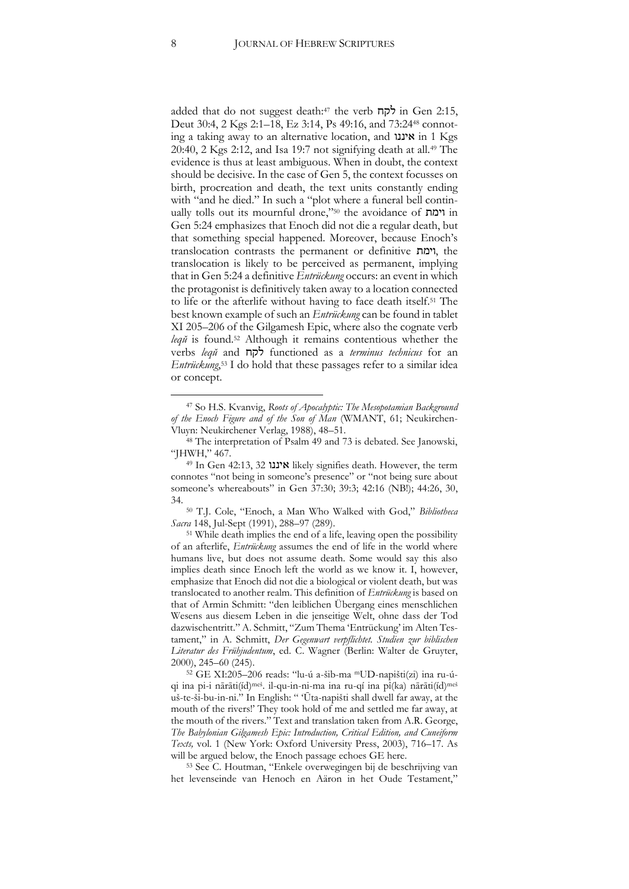added that do not suggest death:[47] the verb לקח in Gen 2:15, Deut 30:4, 2 Kgs 2:1–18, Ez 3:14, Ps 49:16, and 73:24[48] connoting a taking away to an alternative location, and איננו in 1 Kgs 20:40, 2 Kgs 2:12, and Isa 19:7 not signifying death at all.[49] The evidence is thus at least ambiguous. When in doubt, the context should be decisive. In the case of Gen 5, the context focusses on birth, procreation and death, the text units constantly ending with "and he died." In such a "plot where a funeral bell continually tolls out its mournful drone,"[50] the avoidance of וימת in Gen 5:24 emphasizes that Enoch did not die a regular death, but that something special happened. Moreover, because Enoch's translocation contrasts the permanent or definitive וימת, the translocation is likely to be perceived as permanent, implying that in Gen 5:24 a definitive *Entrückung* occurs: an event in which the protagonist is definitively taken away to a location connected to life or the afterlife without having to face death itself.[51] The best known example of such an *Entrückung* can be found in tablet XI 205–206 of the Gilgamesh Epic, where also the cognate verb *leqû* is found.[52] Although it remains contentious whether the verbs *leqû* and לקח functioned as a *terminus technicus* for an *Entrückung*,[53] I do hold that these passages refer to a similar idea or concept.

---

[47] So H.S. Kvanvig, *Roots of Apocalyptic: The Mesopotamian Background of the Enoch Figure and of the Son of Man* (WMANT, 61; Neukirchen-Vluyn: Neukirchener Verlag, 1988), 48–51.

[48] The interpretation of Psalm 49 and 73 is debated. See Janowski, "JHWH," 467.

[49] In Gen 42:13, 32 איננו likely signifies death. However, the term connotes "not being in someone's presence" or "not being sure about someone's whereabouts" in Gen 37:30; 39:3; 42:16 (NB!); 44:26, 30, 34.

[50] T.J. Cole, "Enoch, a Man Who Walked with God," *Bibliotheca Sacra* 148, Jul-Sept (1991), 288–97 (289).

[51] While death implies the end of a life, leaving open the possibility of an afterlife, *Entrückung* assumes the end of life in the world where humans live, but does not assume death. Some would say this also implies death since Enoch left the world as we know it. I, however, emphasize that Enoch did not die a biological or violent death, but was translocated to another realm. This definition of *Entrückung* is based on that of Armin Schmitt: "den leiblichen Übergang eines menschlichen Wesens aus diesem Leben in die jenseitige Welt, ohne dass der Tod dazwischentritt." A. Schmitt, "Zum Thema 'Entrückung' im Alten Testament," in A. Schmitt, *Der Gegenwart verpflichtet. Studien zur biblischen Literatur des Frühjudentum*, ed. C. Wagner (Berlin: Walter de Gruyter, 2000), 245–60 (245).

[52] GE XI:205–206 reads: "lu-ú a-šib-ma ᵐUD-napišti(zi) ina ru-ú-qi ina pi-i nārāti(íd)ᵐᵉˢ. il-qu-in-ni-ma ina ru-qí ina pî(ka) nārāti(íd)ᵐᵉˢ uš-te-ši-bu-in-ni." In English: " 'Ūta-napišti shall dwell far away, at the mouth of the rivers!' They took hold of me and settled me far away, at the mouth of the rivers." Text and translation taken from A.R. George, *The Babylonian Gilgamesh Epic: Introduction, Critical Edition, and Cuneiform Texts,* vol. 1 (New York: Oxford University Press, 2003), 716–17. As will be argued below, the Enoch passage echoes GE here.

[53] See C. Houtman, "Enkele overwegingen bij de beschrijving van het levenseinde van Henoch en Aäron in het Oude Testament,"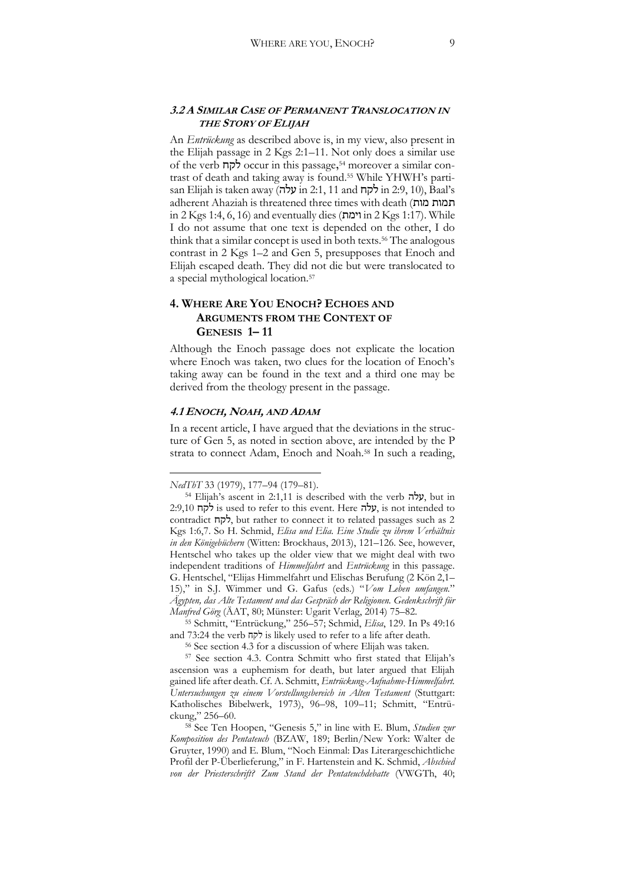### 3.2 A SIMILAR CASE OF PERMANENT TRANSLOCATION IN THE STORY OF ELIJAH

An *Entrückung* as described above is, in my view, also present in the Elijah passage in 2 Kgs 2:1–11. Not only does a similar use of the verb לקח occur in this passage,[54] moreover a similar contrast of death and taking away is found.[55] While YHWH's partisan Elijah is taken away (עלה in 2:1, 11 and לקח in 2:9, 10), Baal's adherent Ahaziah is threatened three times with death (תמות מות in 2 Kgs 1:4, 6, 16) and eventually dies (וימת in 2 Kgs 1:17). While I do not assume that one text is depended on the other, I do think that a similar concept is used in both texts.[56] The analogous contrast in 2 Kgs 1–2 and Gen 5, presupposes that Enoch and Elijah escaped death. They did not die but were translocated to a special mythological location.[57]

## 4. WHERE ARE YOU ENOCH? ECHOES AND ARGUMENTS FROM THE CONTEXT OF GENESIS 1– 11

Although the Enoch passage does not explicate the location where Enoch was taken, two clues for the location of Enoch's taking away can be found in the text and a third one may be derived from the theology present in the passage.

### 4.1 ENOCH, NOAH, AND ADAM

In a recent article, I have argued that the deviations in the structure of Gen 5, as noted in section above, are intended by the P strata to connect Adam, Enoch and Noah.[58] In such a reading,

---

*NedThT* 33 (1979), 177–94 (179–81).

[54] Elijah's ascent in 2:1,11 is described with the verb עלה, but in 2:9,10 לקח is used to refer to this event. Here עלה, is not intended to contradict לקח, but rather to connect it to related passages such as 2 Kgs 1:6,7. So H. Schmid, *Elisa und Elia. Eine Studie zu ihrem Verhältnis in den Königebüchern* (Witten: Brockhaus, 2013), 121–126. See, however, Hentschel who takes up the older view that we might deal with two independent traditions of *Himmelfahrt* and *Entrückung* in this passage. G. Hentschel, "Elijas Himmelfahrt und Elischas Berufung (2 Kön 2,1–15)," in S.J. Wimmer und G. Gafus (eds.) "*Vom Leben umfangen.*" *Ägypten, das Alte Testament und das Gespräch der Religionen. Gedenkschrift für Manfred Görg* (ÄAT, 80; Münster: Ugarit Verlag, 2014) 75–82.

[55] Schmitt, "Entrückung," 256–57; Schmid, *Elisa*, 129. In Ps 49:16 and 73:24 the verb לקח is likely used to refer to a life after death.

[56] See section 4.3 for a discussion of where Elijah was taken.

[57] See section 4.3. Contra Schmitt who first stated that Elijah's ascension was a euphemism for death, but later argued that Elijah gained life after death. Cf. A. Schmitt, *Entrückung-Aufnahme-Himmelfahrt. Untersuchungen zu einem Vorstellungsbereich in Alten Testament* (Stuttgart: Katholisches Bibelwerk, 1973), 96–98, 109–11; Schmitt, "Entrückung," 256–60.

[58] See Ten Hoopen, "Genesis 5," in line with E. Blum, *Studien zur Komposition des Pentateuch* (BZAW, 189; Berlin/New York: Walter de Gruyter, 1990) and E. Blum, "Noch Einmal: Das Literargeschichtliche Profil der P-Überlieferung," in F. Hartenstein and K. Schmid, *Abschied von der Priesterschrift? Zum Stand der Pentateuchdebatte* (VWGTh, 40;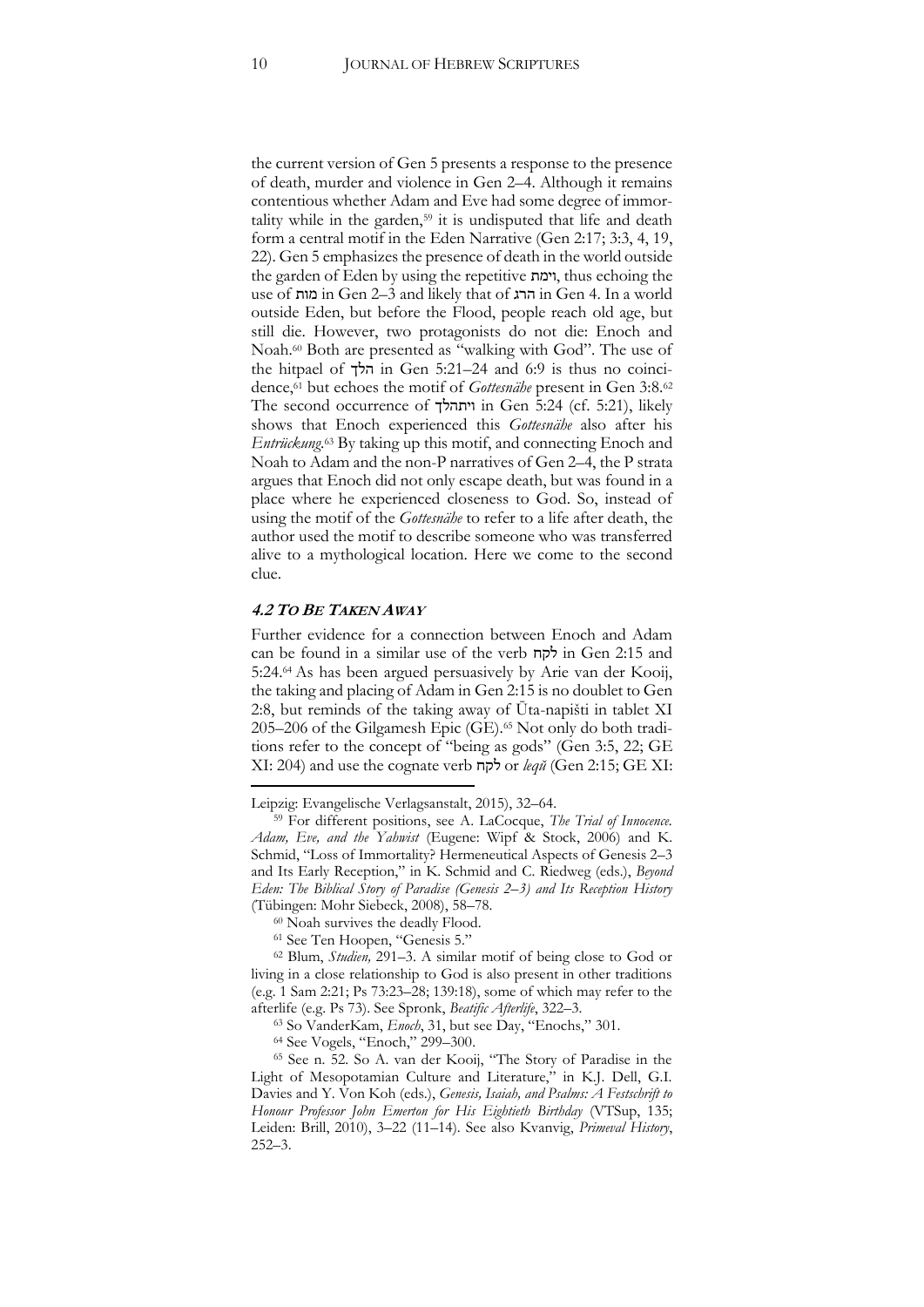the current version of Gen 5 presents a response to the presence of death, murder and violence in Gen 2–4. Although it remains contentious whether Adam and Eve had some degree of immortality while in the garden,[59] it is undisputed that life and death form a central motif in the Eden Narrative (Gen 2:17; 3:3, 4, 19, 22). Gen 5 emphasizes the presence of death in the world outside the garden of Eden by using the repetitive וימת, thus echoing the use of מות in Gen 2–3 and likely that of הרג in Gen 4. In a world outside Eden, but before the Flood, people reach old age, but still die. However, two protagonists do not die: Enoch and Noah.[60] Both are presented as "walking with God". The use of the hitpael of הלך in Gen 5:21–24 and 6:9 is thus no coincidence,[61] but echoes the motif of *Gottesnähe* present in Gen 3:8.[62] The second occurrence of ויתהלך in Gen 5:24 (cf. 5:21), likely shows that Enoch experienced this *Gottesnähe* also after his *Entrückung*.[63] By taking up this motif, and connecting Enoch and Noah to Adam and the non-P narratives of Gen 2–4, the P strata argues that Enoch did not only escape death, but was found in a place where he experienced closeness to God. So, instead of using the motif of the *Gottesnähe* to refer to a life after death, the author used the motif to describe someone who was transferred alive to a mythological location. Here we come to the second clue.

### *4.2 To Be Taken Away*

Further evidence for a connection between Enoch and Adam can be found in a similar use of the verb לקח in Gen 2:15 and 5:24.[64] As has been argued persuasively by Arie van der Kooij, the taking and placing of Adam in Gen 2:15 is no doublet to Gen 2:8, but reminds of the taking away of Ūta-napišti in tablet XI 205–206 of the Gilgamesh Epic (GE).[65] Not only do both traditions refer to the concept of "being as gods" (Gen 3:5, 22; GE XI: 204) and use the cognate verb לקח or *leqû* (Gen 2:15; GE XI:

---

Leipzig: Evangelische Verlagsanstalt, 2015), 32–64.

[59] For different positions, see A. LaCocque, *The Trial of Innocence. Adam, Eve, and the Yahwist* (Eugene: Wipf & Stock, 2006) and K. Schmid, "Loss of Immortality? Hermeneutical Aspects of Genesis 2–3 and Its Early Reception," in K. Schmid and C. Riedweg (eds.), *Beyond Eden: The Biblical Story of Paradise (Genesis 2–3) and Its Reception History* (Tübingen: Mohr Siebeck, 2008), 58–78.

[60] Noah survives the deadly Flood.

[61] See Ten Hoopen, "Genesis 5."

[62] Blum, *Studien,* 291–3. A similar motif of being close to God or living in a close relationship to God is also present in other traditions (e.g. 1 Sam 2:21; Ps 73:23–28; 139:18), some of which may refer to the afterlife (e.g. Ps 73). See Spronk, *Beatific Afterlife*, 322–3.

[63] So VanderKam, *Enoch*, 31, but see Day, "Enochs," 301.

[64] See Vogels, "Enoch," 299–300.

[65] See n. 52. So A. van der Kooij, "The Story of Paradise in the Light of Mesopotamian Culture and Literature," in K.J. Dell, G.I. Davies and Y. Von Koh (eds.), *Genesis, Isaiah, and Psalms: A Festschrift to Honour Professor John Emerton for His Eightieth Birthday* (VTSup, 135; Leiden: Brill, 2010), 3–22 (11–14). See also Kvanvig, *Primeval History*, 252–3.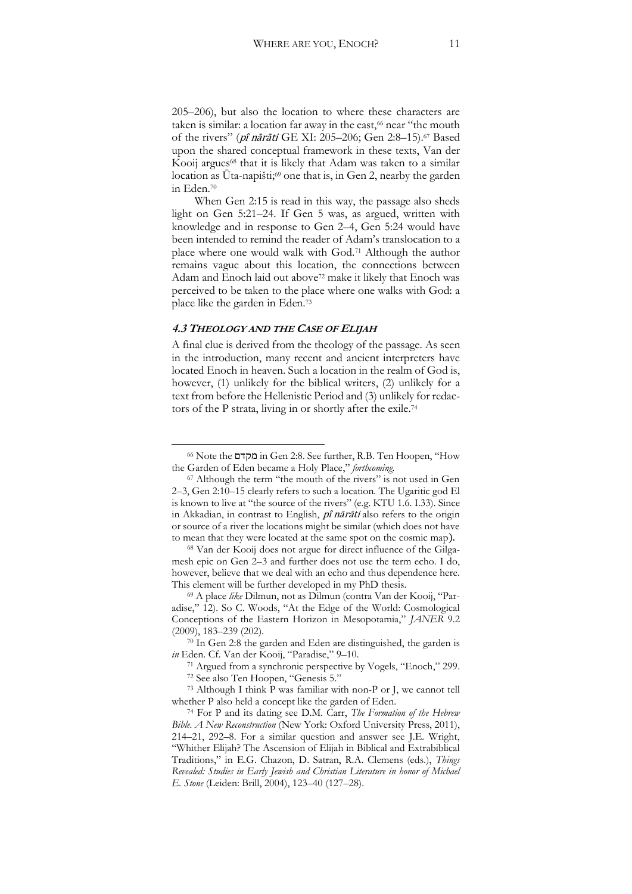205–206), but also the location to where these characters are taken is similar: a location far away in the east,[66] near "the mouth of the rivers" (*pî nārāti* GE XI: 205–206; Gen 2:8–15).[67] Based upon the shared conceptual framework in these texts, Van der Kooij argues[68] that it is likely that Adam was taken to a similar location as Ūta-napišti;[69] one that is, in Gen 2, nearby the garden in Eden.[70]

When Gen 2:15 is read in this way, the passage also sheds light on Gen 5:21–24. If Gen 5 was, as argued, written with knowledge and in response to Gen 2–4, Gen 5:24 would have been intended to remind the reader of Adam's translocation to a place where one would walk with God.[71] Although the author remains vague about this location, the connections between Adam and Enoch laid out above[72] make it likely that Enoch was perceived to be taken to the place where one walks with God: a place like the garden in Eden.[73]

### 4.3 *Theology and the Case of Elijah*

A final clue is derived from the theology of the passage. As seen in the introduction, many recent and ancient interpreters have located Enoch in heaven. Such a location in the realm of God is, however, (1) unlikely for the biblical writers, (2) unlikely for a text from before the Hellenistic Period and (3) unlikely for redactors of the P strata, living in or shortly after the exile.[74]

---

[66] Note the מקדם in Gen 2:8. See further, R.B. Ten Hoopen, "How the Garden of Eden became a Holy Place," *forthcoming*.

[67] Although the term "the mouth of the rivers" is not used in Gen 2–3, Gen 2:10–15 clearly refers to such a location. The Ugaritic god El is known to live at "the source of the rivers" (e.g. KTU 1.6. I.33). Since in Akkadian, in contrast to English, *pî nārāti* also refers to the origin or source of a river the locations might be similar (which does not have to mean that they were located at the same spot on the cosmic map).

[68] Van der Kooij does not argue for direct influence of the Gilgamesh epic on Gen 2–3 and further does not use the term echo. I do, however, believe that we deal with an echo and thus dependence here. This element will be further developed in my PhD thesis.

[69] A place *like* Dilmun, not as Dilmun (contra Van der Kooij, "Paradise," 12). So C. Woods, "At the Edge of the World: Cosmological Conceptions of the Eastern Horizon in Mesopotamia," *JANER* 9.2 (2009), 183–239 (202).

[70] In Gen 2:8 the garden and Eden are distinguished, the garden is *in* Eden. Cf. Van der Kooij, "Paradise," 9–10.

[71] Argued from a synchronic perspective by Vogels, "Enoch," 299.

[72] See also Ten Hoopen, "Genesis 5."

[73] Although I think P was familiar with non-P or J, we cannot tell whether P also held a concept like the garden of Eden.

[74] For P and its dating see D.M. Carr, *The Formation of the Hebrew Bible. A New Reconstruction* (New York: Oxford University Press, 2011), 214–21, 292–8. For a similar question and answer see J.E. Wright, "Whither Elijah? The Ascension of Elijah in Biblical and Extrabiblical Traditions," in E.G. Chazon, D. Satran, R.A. Clemens (eds.), *Things Revealed: Studies in Early Jewish and Christian Literature in honor of Michael E. Stone* (Leiden: Brill, 2004), 123–40 (127–28).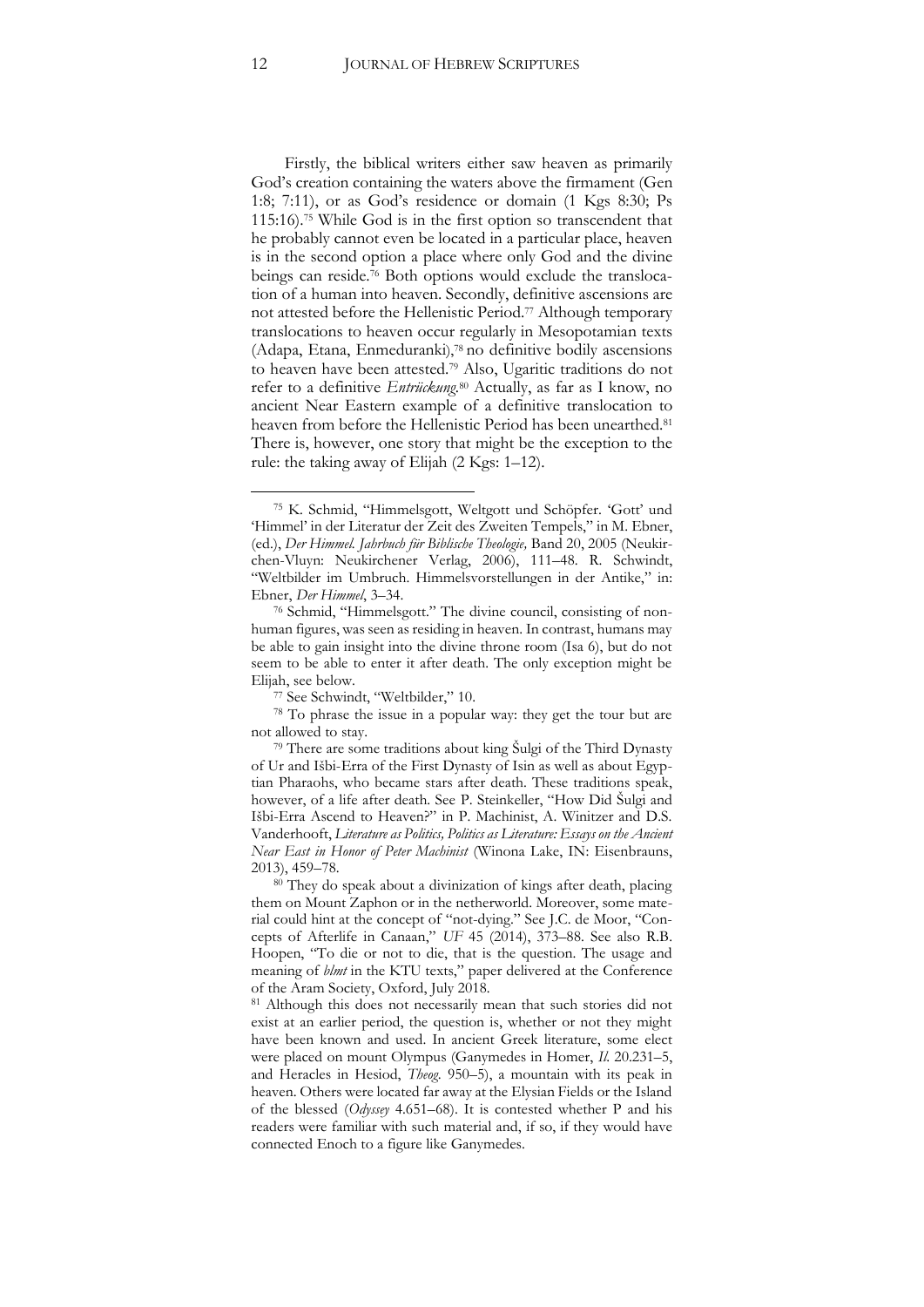Firstly, the biblical writers either saw heaven as primarily God's creation containing the waters above the firmament (Gen 1:8; 7:11), or as God's residence or domain (1 Kgs 8:30; Ps 115:16).[75] While God is in the first option so transcendent that he probably cannot even be located in a particular place, heaven is in the second option a place where only God and the divine beings can reside.[76] Both options would exclude the translocation of a human into heaven. Secondly, definitive ascensions are not attested before the Hellenistic Period.[77] Although temporary translocations to heaven occur regularly in Mesopotamian texts (Adapa, Etana, Enmeduranki),[78] no definitive bodily ascensions to heaven have been attested.[79] Also, Ugaritic traditions do not refer to a definitive *Entrückung*.[80] Actually, as far as I know, no ancient Near Eastern example of a definitive translocation to heaven from before the Hellenistic Period has been unearthed.[81] There is, however, one story that might be the exception to the rule: the taking away of Elijah (2 Kgs: 1–12).

---

[75] K. Schmid, "Himmelsgott, Weltgott und Schöpfer. 'Gott' und 'Himmel' in der Literatur der Zeit des Zweiten Tempels," in M. Ebner, (ed.), *Der Himmel. Jahrbuch für Biblische Theologie,* Band 20, 2005 (Neukirchen-Vluyn: Neukirchener Verlag, 2006), 111–48. R. Schwindt, "Weltbilder im Umbruch. Himmelsvorstellungen in der Antike," in: Ebner, *Der Himmel*, 3–34.

[76] Schmid, "Himmelsgott." The divine council, consisting of non-human figures, was seen as residing in heaven. In contrast, humans may be able to gain insight into the divine throne room (Isa 6), but do not seem to be able to enter it after death. The only exception might be Elijah, see below.

[77] See Schwindt, "Weltbilder," 10.

[78] To phrase the issue in a popular way: they get the tour but are not allowed to stay.

[79] There are some traditions about king Šulgi of the Third Dynasty of Ur and Išbi-Erra of the First Dynasty of Isin as well as about Egyptian Pharaohs, who became stars after death. These traditions speak, however, of a life after death. See P. Steinkeller, "How Did Šulgi and Išbi-Erra Ascend to Heaven?" in P. Machinist, A. Winitzer and D.S. Vanderhooft, *Literature as Politics, Politics as Literature: Essays on the Ancient Near East in Honor of Peter Machinist* (Winona Lake, IN: Eisenbrauns, 2013), 459–78.

[80] They do speak about a divinization of kings after death, placing them on Mount Zaphon or in the netherworld. Moreover, some material could hint at the concept of "not-dying." See J.C. de Moor, "Concepts of Afterlife in Canaan," *UF* 45 (2014), 373–88. See also R.B. Hoopen, "To die or not to die, that is the question. The usage and meaning of *blmt* in the KTU texts," paper delivered at the Conference of the Aram Society, Oxford, July 2018.

[81] Although this does not necessarily mean that such stories did not exist at an earlier period, the question is, whether or not they might have been known and used. In ancient Greek literature, some elect were placed on mount Olympus (Ganymedes in Homer, *Il.* 20.231–5, and Heracles in Hesiod, *Theog.* 950–5), a mountain with its peak in heaven. Others were located far away at the Elysian Fields or the Island of the blessed (*Odyssey* 4.651–68). It is contested whether P and his readers were familiar with such material and, if so, if they would have connected Enoch to a figure like Ganymedes.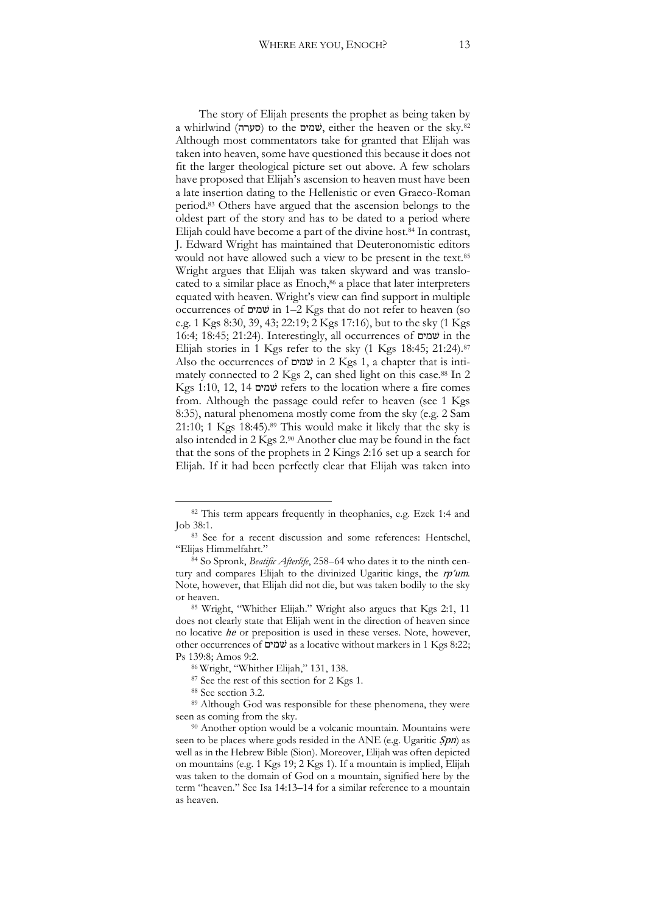The story of Elijah presents the prophet as being taken by a whirlwind (סערה) to the שמים, either the heaven or the sky.[82] Although most commentators take for granted that Elijah was taken into heaven, some have questioned this because it does not fit the larger theological picture set out above. A few scholars have proposed that Elijah's ascension to heaven must have been a late insertion dating to the Hellenistic or even Graeco-Roman period.[83] Others have argued that the ascension belongs to the oldest part of the story and has to be dated to a period where Elijah could have become a part of the divine host.[84] In contrast, J. Edward Wright has maintained that Deuteronomistic editors would not have allowed such a view to be present in the text.[85] Wright argues that Elijah was taken skyward and was translocated to a similar place as Enoch,[86] a place that later interpreters equated with heaven. Wright's view can find support in multiple occurrences of שמים in 1–2 Kgs that do not refer to heaven (so e.g. 1 Kgs 8:30, 39, 43; 22:19; 2 Kgs 17:16), but to the sky (1 Kgs 16:4; 18:45; 21:24). Interestingly, all occurrences of שמים in the Elijah stories in 1 Kgs refer to the sky (1 Kgs 18:45; 21:24).[87] Also the occurrences of שמים in 2 Kgs 1, a chapter that is intimately connected to 2 Kgs 2, can shed light on this case.[88] In 2 Kgs 1:10, 12, 14 שמים refers to the location where a fire comes from. Although the passage could refer to heaven (see 1 Kgs 8:35), natural phenomena mostly come from the sky (e.g. 2 Sam 21:10; 1 Kgs 18:45).[89] This would make it likely that the sky is also intended in 2 Kgs 2.[90] Another clue may be found in the fact that the sons of the prophets in 2 Kings 2:16 set up a search for Elijah. If it had been perfectly clear that Elijah was taken into

---

[82] This term appears frequently in theophanies, e.g. Ezek 1:4 and Job 38:1.

[83] See for a recent discussion and some references: Hentschel, "Elijas Himmelfahrt."

[84] So Spronk, *Beatific Afterlife*, 258–64 who dates it to the ninth century and compares Elijah to the divinized Ugaritic kings, the *rp'um*. Note, however, that Elijah did not die, but was taken bodily to the sky or heaven.

[85] Wright, "Whither Elijah." Wright also argues that Kgs 2:1, 11 does not clearly state that Elijah went in the direction of heaven since no locative *he* or preposition is used in these verses. Note, however, other occurrences of שמים as a locative without markers in 1 Kgs 8:22; Ps 139:8; Amos 9:2.

[86] Wright, "Whither Elijah," 131, 138.

[87] See the rest of this section for 2 Kgs 1.

[88] See section 3.2.

[89] Although God was responsible for these phenomena, they were seen as coming from the sky.

[90] Another option would be a volcanic mountain. Mountains were seen to be places where gods resided in the ANE (e.g. Ugaritic *Ṣpn*) as well as in the Hebrew Bible (Sion). Moreover, Elijah was often depicted on mountains (e.g. 1 Kgs 19; 2 Kgs 1). If a mountain is implied, Elijah was taken to the domain of God on a mountain, signified here by the term "heaven." See Isa 14:13–14 for a similar reference to a mountain as heaven.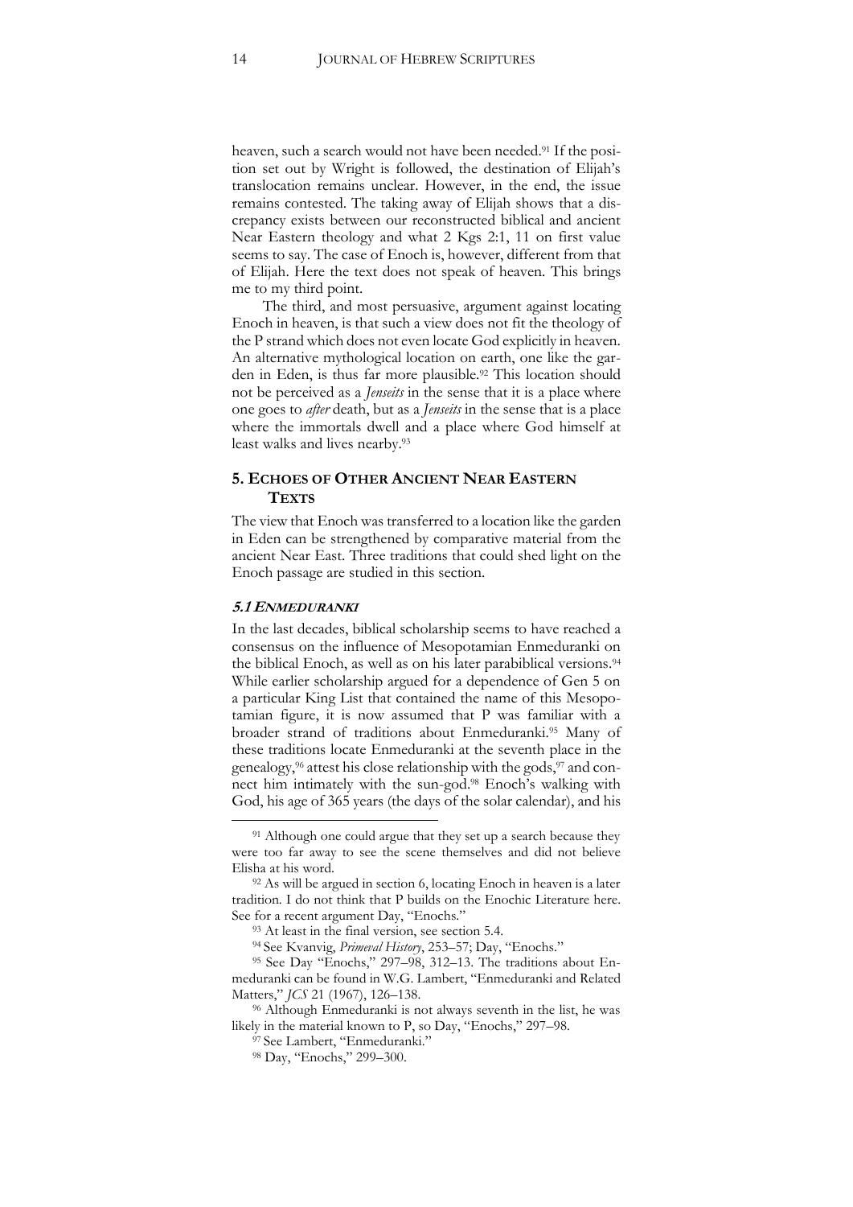heaven, such a search would not have been needed.[91] If the position set out by Wright is followed, the destination of Elijah's translocation remains unclear. However, in the end, the issue remains contested. The taking away of Elijah shows that a discrepancy exists between our reconstructed biblical and ancient Near Eastern theology and what 2 Kgs 2:1, 11 on first value seems to say. The case of Enoch is, however, different from that of Elijah. Here the text does not speak of heaven. This brings me to my third point.

The third, and most persuasive, argument against locating Enoch in heaven, is that such a view does not fit the theology of the P strand which does not even locate God explicitly in heaven. An alternative mythological location on earth, one like the garden in Eden, is thus far more plausible.[92] This location should not be perceived as a *Jenseits* in the sense that it is a place where one goes to *after* death, but as a *Jenseits* in the sense that is a place where the immortals dwell and a place where God himself at least walks and lives nearby.[93]

## 5. Echoes of Other Ancient Near Eastern Texts

The view that Enoch was transferred to a location like the garden in Eden can be strengthened by comparative material from the ancient Near East. Three traditions that could shed light on the Enoch passage are studied in this section.

### *5.1 Enmeduranki*

In the last decades, biblical scholarship seems to have reached a consensus on the influence of Mesopotamian Enmeduranki on the biblical Enoch, as well as on his later parabiblical versions.[94] While earlier scholarship argued for a dependence of Gen 5 on a particular King List that contained the name of this Mesopotamian figure, it is now assumed that P was familiar with a broader strand of traditions about Enmeduranki.[95] Many of these traditions locate Enmeduranki at the seventh place in the genealogy,[96] attest his close relationship with the gods,[97] and connect him intimately with the sun-god.[98] Enoch's walking with God, his age of 365 years (the days of the solar calendar), and his

---

[91] Although one could argue that they set up a search because they were too far away to see the scene themselves and did not believe Elisha at his word.

[92] As will be argued in section 6, locating Enoch in heaven is a later tradition. I do not think that P builds on the Enochic Literature here. See for a recent argument Day, "Enochs."

[93] At least in the final version, see section 5.4.

[94] See Kvanvig, *Primeval History*, 253–57; Day, "Enochs."

[95] See Day "Enochs," 297–98, 312–13. The traditions about Enmeduranki can be found in W.G. Lambert, "Enmeduranki and Related Matters," *JCS* 21 (1967), 126–138.

[96] Although Enmeduranki is not always seventh in the list, he was likely in the material known to P, so Day, "Enochs," 297–98.

[97] See Lambert, "Enmeduranki."

[98] Day, "Enochs," 299–300.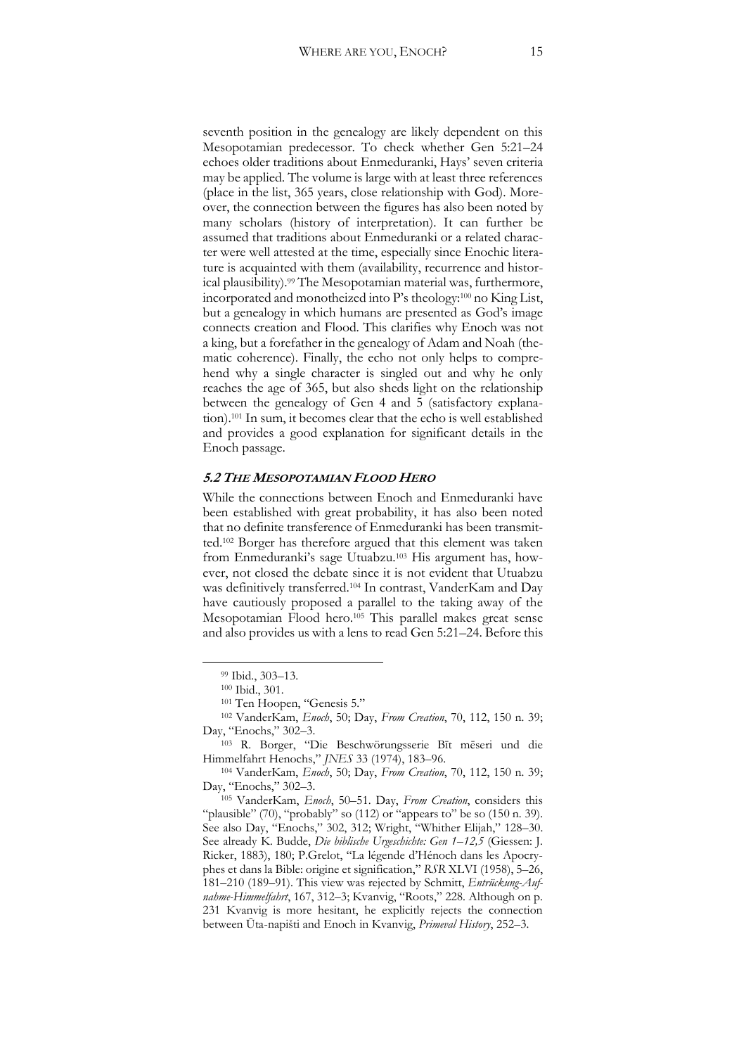seventh position in the genealogy are likely dependent on this Mesopotamian predecessor. To check whether Gen 5:21–24 echoes older traditions about Enmeduranki, Hays' seven criteria may be applied. The volume is large with at least three references (place in the list, 365 years, close relationship with God). Moreover, the connection between the figures has also been noted by many scholars (history of interpretation). It can further be assumed that traditions about Enmeduranki or a related character were well attested at the time, especially since Enochic literature is acquainted with them (availability, recurrence and historical plausibility).[99] The Mesopotamian material was, furthermore, incorporated and monotheized into P's theology:[100] no King List, but a genealogy in which humans are presented as God's image connects creation and Flood. This clarifies why Enoch was not a king, but a forefather in the genealogy of Adam and Noah (thematic coherence). Finally, the echo not only helps to comprehend why a single character is singled out and why he only reaches the age of 365, but also sheds light on the relationship between the genealogy of Gen 4 and 5 (satisfactory explanation).[101] In sum, it becomes clear that the echo is well established and provides a good explanation for significant details in the Enoch passage.

### *5.2 The Mesopotamian Flood Hero*

While the connections between Enoch and Enmeduranki have been established with great probability, it has also been noted that no definite transference of Enmeduranki has been transmitted.[102] Borger has therefore argued that this element was taken from Enmeduranki's sage Utuabzu.[103] His argument has, however, not closed the debate since it is not evident that Utuabzu was definitively transferred.[104] In contrast, VanderKam and Day have cautiously proposed a parallel to the taking away of the Mesopotamian Flood hero.[105] This parallel makes great sense and also provides us with a lens to read Gen 5:21–24. Before this

---

[99] Ibid., 303–13.

[100] Ibid., 301.

[101] Ten Hoopen, "Genesis 5."

[102] VanderKam, *Enoch*, 50; Day, *From Creation*, 70, 112, 150 n. 39; Day, "Enochs," 302–3.

[103] R. Borger, "Die Beschwörungsserie Bīt mēseri und die Himmelfahrt Henochs," *JNES* 33 (1974), 183–96.

[104] VanderKam, *Enoch*, 50; Day, *From Creation*, 70, 112, 150 n. 39; Day, "Enochs," 302–3.

[105] VanderKam, *Enoch*, 50–51. Day, *From Creation*, considers this "plausible" (70), "probably" so (112) or "appears to" be so (150 n. 39). See also Day, "Enochs," 302, 312; Wright, "Whither Elijah," 128–30. See already K. Budde, *Die biblische Urgeschichte: Gen 1–12,5* (Giessen: J. Ricker, 1883), 180; P.Grelot, "La légende d'Hénoch dans les Apocryphes et dans la Bible: origine et signification," *RSR* XLVI (1958), 5–26, 181–210 (189–91). This view was rejected by Schmitt, *Entrückung-Aufnahme-Himmelfahrt*, 167, 312–3; Kvanvig, "Roots," 228. Although on p. 231 Kvanvig is more hesitant, he explicitly rejects the connection between Ūta-napišti and Enoch in Kvanvig, *Primeval History*, 252–3.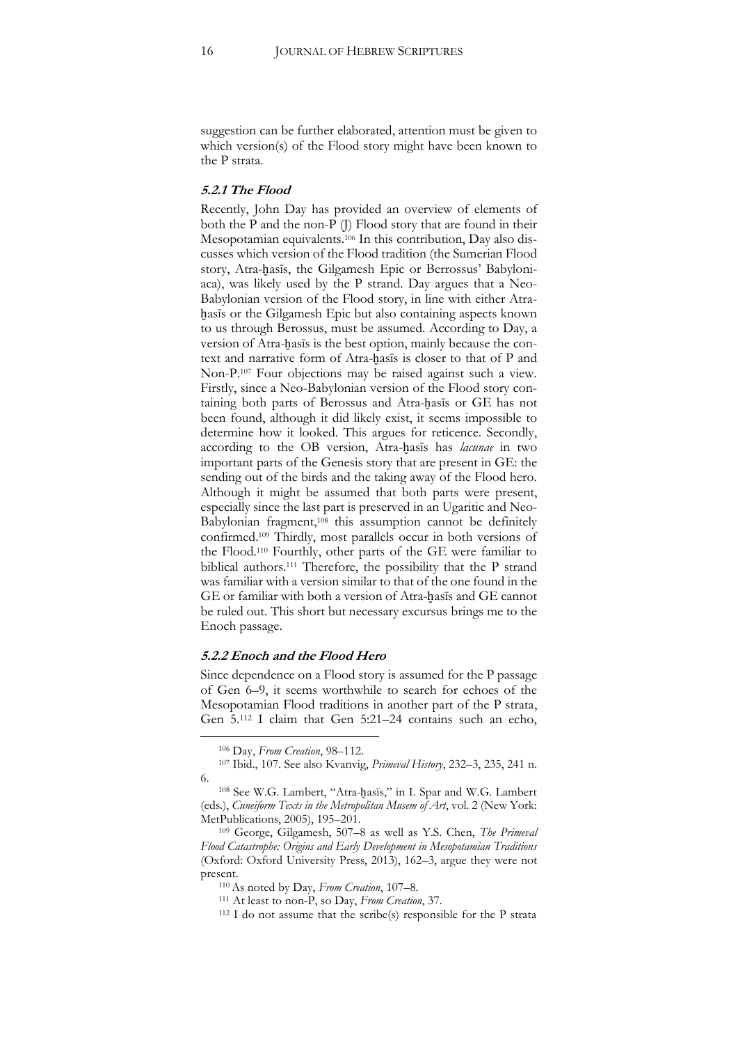suggestion can be further elaborated, attention must be given to which version(s) of the Flood story might have been known to the P strata.

### 5.2.1 The Flood

Recently, John Day has provided an overview of elements of both the P and the non-P (J) Flood story that are found in their Mesopotamian equivalents.[106] In this contribution, Day also discusses which version of the Flood tradition (the Sumerian Flood story, Atra-ḫasīs, the Gilgamesh Epic or Berrossus' Babyloniaca), was likely used by the P strand. Day argues that a Neo-Babylonian version of the Flood story, in line with either Atra-ḫasīs or the Gilgamesh Epic but also containing aspects known to us through Berossus, must be assumed. According to Day, a version of Atra-ḫasīs is the best option, mainly because the context and narrative form of Atra-ḫasīs is closer to that of P and Non-P.[107] Four objections may be raised against such a view. Firstly, since a Neo-Babylonian version of the Flood story containing both parts of Berossus and Atra-ḫasīs or GE has not been found, although it did likely exist, it seems impossible to determine how it looked. This argues for reticence. Secondly, according to the OB version, Atra-ḫasīs has *lacunae* in two important parts of the Genesis story that are present in GE: the sending out of the birds and the taking away of the Flood hero. Although it might be assumed that both parts were present, especially since the last part is preserved in an Ugaritic and Neo-Babylonian fragment,[108] this assumption cannot be definitely confirmed.[109] Thirdly, most parallels occur in both versions of the Flood.[110] Fourthly, other parts of the GE were familiar to biblical authors.[111] Therefore, the possibility that the P strand was familiar with a version similar to that of the one found in the GE or familiar with both a version of Atra-ḫasīs and GE cannot be ruled out. This short but necessary excursus brings me to the Enoch passage.

### 5.2.2 Enoch and the Flood Hero

Since dependence on a Flood story is assumed for the P passage of Gen 6–9, it seems worthwhile to search for echoes of the Mesopotamian Flood traditions in another part of the P strata, Gen 5.[112] I claim that Gen 5:21–24 contains such an echo,

---

[106] Day, *From Creation*, 98–112.

[107] Ibid., 107. See also Kvanvig, *Primeval History*, 232–3, 235, 241 n. 6.

[108] See W.G. Lambert, "Atra-ḫasīs," in I. Spar and W.G. Lambert (eds.), *Cuneiform Texts in the Metropolitan Musem of Art*, vol. 2 (New York: MetPublications, 2005), 195–201.

[109] George, Gilgamesh, 507–8 as well as Y.S. Chen, *The Primeval Flood Catastrophe: Origins and Early Development in Mesopotamian Traditions* (Oxford: Oxford University Press, 2013), 162–3, argue they were not present.

[110] As noted by Day, *From Creation*, 107–8.

[111] At least to non-P, so Day, *From Creation*, 37.

[112] I do not assume that the scribe(s) responsible for the P strata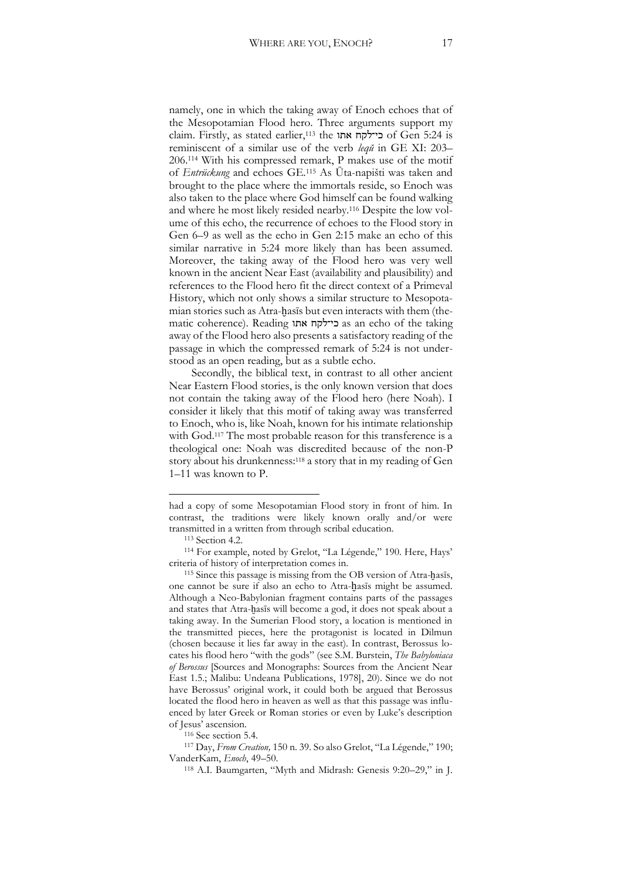namely, one in which the taking away of Enoch echoes that of the Mesopotamian Flood hero. Three arguments support my claim. Firstly, as stated earlier,[113] the כי־לקח אתו of Gen 5:24 is reminiscent of a similar use of the verb *leqû* in GE XI: 203–206.[114] With his compressed remark, P makes use of the motif of *Entrückung* and echoes GE.[115] As Ūta-napišti was taken and brought to the place where the immortals reside, so Enoch was also taken to the place where God himself can be found walking and where he most likely resided nearby.[116] Despite the low volume of this echo, the recurrence of echoes to the Flood story in Gen 6–9 as well as the echo in Gen 2:15 make an echo of this similar narrative in 5:24 more likely than has been assumed. Moreover, the taking away of the Flood hero was very well known in the ancient Near East (availability and plausibility) and references to the Flood hero fit the direct context of a Primeval History, which not only shows a similar structure to Mesopotamian stories such as Atra-ḫasīs but even interacts with them (thematic coherence). Reading כי־לקח אתו as an echo of the taking away of the Flood hero also presents a satisfactory reading of the passage in which the compressed remark of 5:24 is not understood as an open reading, but as a subtle echo.

Secondly, the biblical text, in contrast to all other ancient Near Eastern Flood stories, is the only known version that does not contain the taking away of the Flood hero (here Noah). I consider it likely that this motif of taking away was transferred to Enoch, who is, like Noah, known for his intimate relationship with God.[117] The most probable reason for this transference is a theological one: Noah was discredited because of the non-P story about his drunkenness:[118] a story that in my reading of Gen 1–11 was known to P.

---

had a copy of some Mesopotamian Flood story in front of him. In contrast, the traditions were likely known orally and/or were transmitted in a written from through scribal education.

[113] Section 4.2.

[114] For example, noted by Grelot, "La Légende," 190. Here, Hays' criteria of history of interpretation comes in.

[115] Since this passage is missing from the OB version of Atra-ḫasīs, one cannot be sure if also an echo to Atra-ḫasīs might be assumed. Although a Neo-Babylonian fragment contains parts of the passages and states that Atra-ḫasīs will become a god, it does not speak about a taking away. In the Sumerian Flood story, a location is mentioned in the transmitted pieces, here the protagonist is located in Dilmun (chosen because it lies far away in the east). In contrast, Berossus locates his flood hero "with the gods" (see S.M. Burstein, *The Babyloniaca of Berossus* [Sources and Monographs: Sources from the Ancient Near East 1.5.; Malibu: Undeana Publications, 1978], 20). Since we do not have Berossus' original work, it could both be argued that Berossus located the flood hero in heaven as well as that this passage was influenced by later Greek or Roman stories or even by Luke's description of Jesus' ascension.

[116] See section 5.4.

[117] Day, *From Creation,* 150 n. 39. So also Grelot, "La Légende," 190; VanderKam, *Enoch*, 49–50.

[118] A.I. Baumgarten, "Myth and Midrash: Genesis 9:20–29," in J.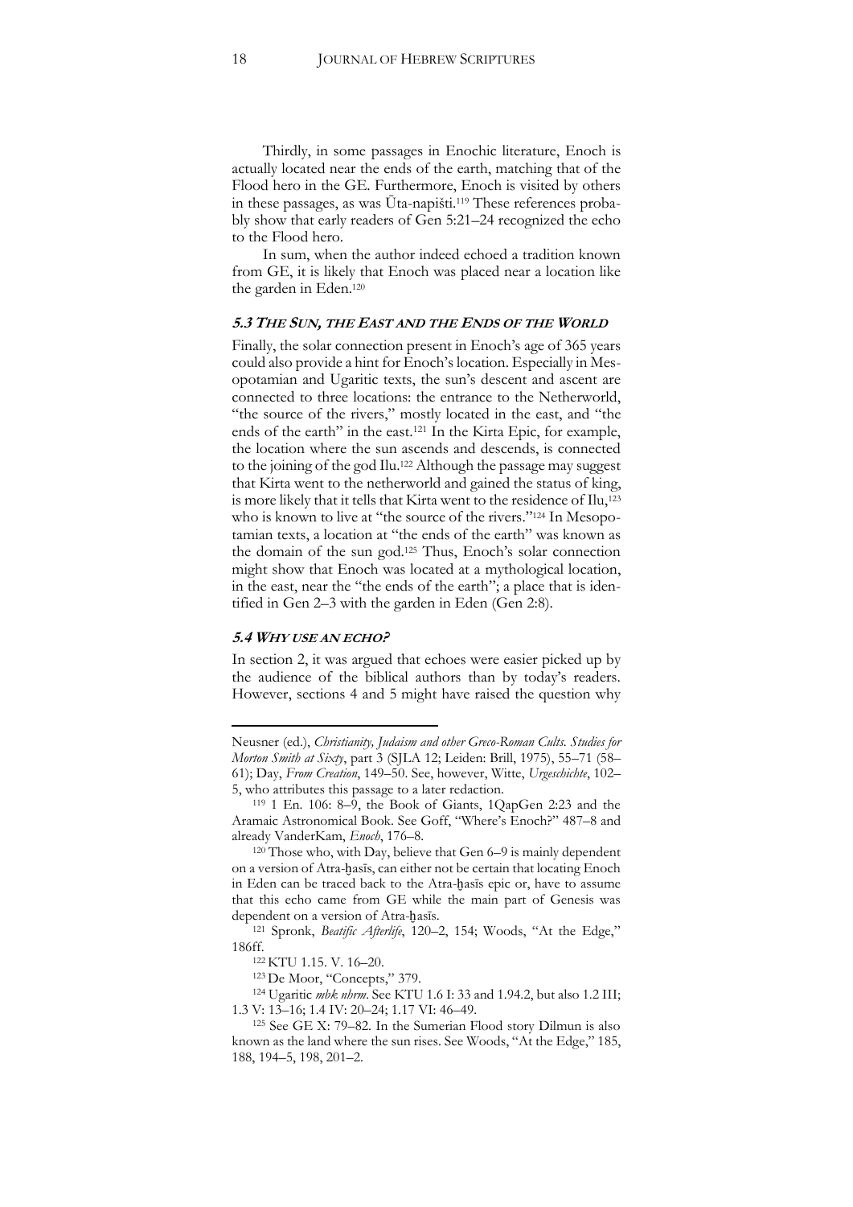Thirdly, in some passages in Enochic literature, Enoch is actually located near the ends of the earth, matching that of the Flood hero in the GE. Furthermore, Enoch is visited by others in these passages, as was Ūta-napišti.[119] These references probably show that early readers of Gen 5:21–24 recognized the echo to the Flood hero.

In sum, when the author indeed echoed a tradition known from GE, it is likely that Enoch was placed near a location like the garden in Eden.[120]

### *5.3 The Sun, the East and the Ends of the World*

Finally, the solar connection present in Enoch's age of 365 years could also provide a hint for Enoch's location. Especially in Mesopotamian and Ugaritic texts, the sun's descent and ascent are connected to three locations: the entrance to the Netherworld, "the source of the rivers," mostly located in the east, and "the ends of the earth" in the east.[121] In the Kirta Epic, for example, the location where the sun ascends and descends, is connected to the joining of the god Ilu.[122] Although the passage may suggest that Kirta went to the netherworld and gained the status of king, is more likely that it tells that Kirta went to the residence of Ilu,[123] who is known to live at "the source of the rivers."[124] In Mesopotamian texts, a location at "the ends of the earth" was known as the domain of the sun god.[125] Thus, Enoch's solar connection might show that Enoch was located at a mythological location, in the east, near the "the ends of the earth"; a place that is identified in Gen 2–3 with the garden in Eden (Gen 2:8).

### *5.4 Why use an echo?*

In section 2, it was argued that echoes were easier picked up by the audience of the biblical authors than by today's readers. However, sections 4 and 5 might have raised the question why

---

Neusner (ed.), *Christianity, Judaism and other Greco-Roman Cults. Studies for Morton Smith at Sixty*, part 3 (SJLA 12; Leiden: Brill, 1975), 55–71 (58–61); Day, *From Creation*, 149–50. See, however, Witte, *Urgeschichte*, 102–5, who attributes this passage to a later redaction.

[119] 1 En. 106: 8–9, the Book of Giants, 1QapGen 2:23 and the Aramaic Astronomical Book. See Goff, "Where's Enoch?" 487–8 and already VanderKam, *Enoch*, 176–8.

[120] Those who, with Day, believe that Gen 6–9 is mainly dependent on a version of Atra-ḫasīs, can either not be certain that locating Enoch in Eden can be traced back to the Atra-ḫasīs epic or, have to assume that this echo came from GE while the main part of Genesis was dependent on a version of Atra-ḫasīs.

[121] Spronk, *Beatific Afterlife*, 120–2, 154; Woods, "At the Edge," 186ff.

[122] KTU 1.15. V. 16–20.

[123] De Moor, "Concepts," 379.

[124] Ugaritic *mbk nhrm*. See KTU 1.6 I: 33 and 1.94.2, but also 1.2 III; 1.3 V: 13–16; 1.4 IV: 20–24; 1.17 VI: 46–49.

[125] See GE X: 79–82. In the Sumerian Flood story Dilmun is also known as the land where the sun rises. See Woods, "At the Edge," 185, 188, 194–5, 198, 201–2.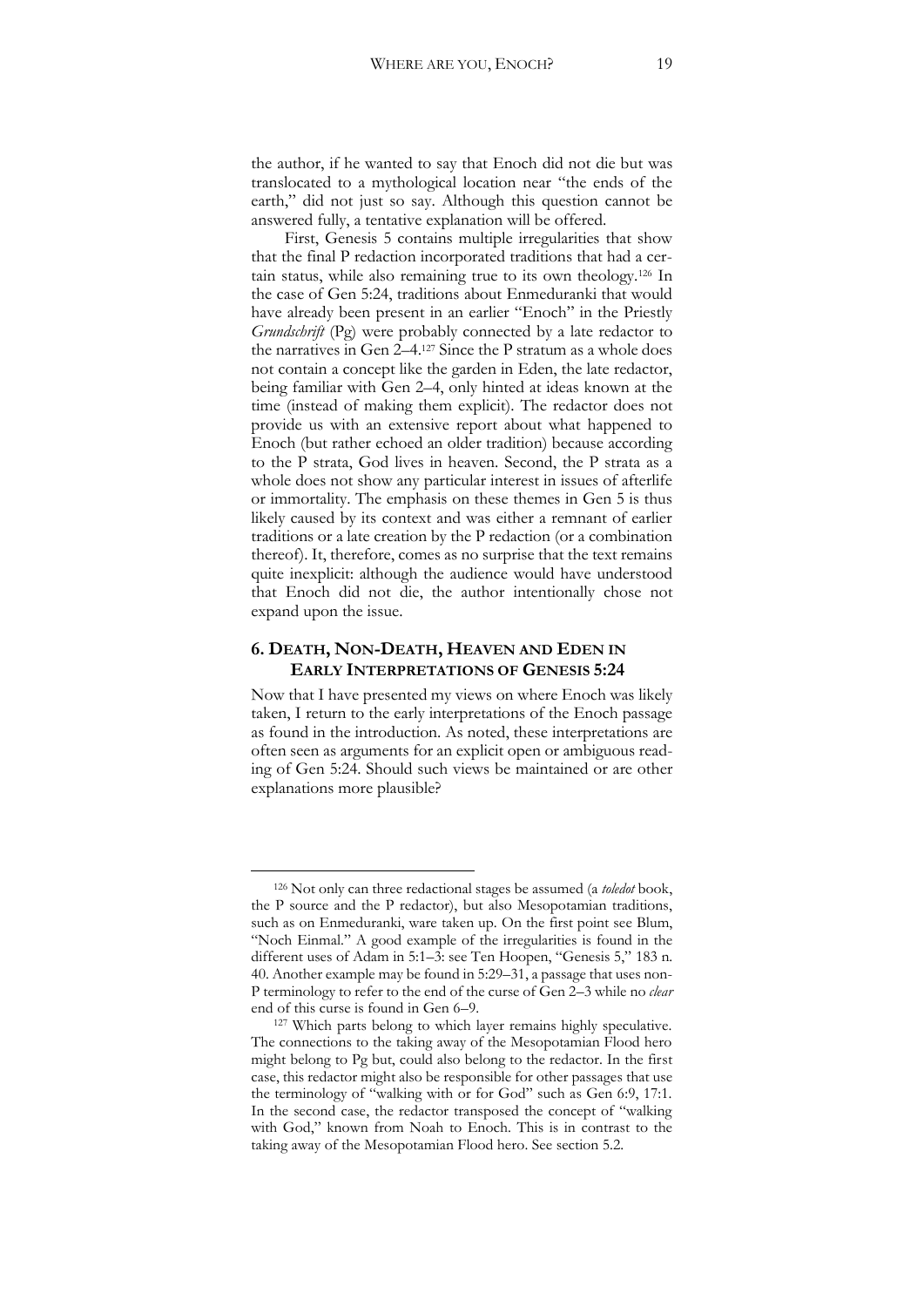the author, if he wanted to say that Enoch did not die but was translocated to a mythological location near "the ends of the earth," did not just so say. Although this question cannot be answered fully, a tentative explanation will be offered.

First, Genesis 5 contains multiple irregularities that show that the final P redaction incorporated traditions that had a certain status, while also remaining true to its own theology.[126] In the case of Gen 5:24, traditions about Enmeduranki that would have already been present in an earlier "Enoch" in the Priestly *Grundschrift* (Pg) were probably connected by a late redactor to the narratives in Gen 2–4.[127] Since the P stratum as a whole does not contain a concept like the garden in Eden, the late redactor, being familiar with Gen 2–4, only hinted at ideas known at the time (instead of making them explicit). The redactor does not provide us with an extensive report about what happened to Enoch (but rather echoed an older tradition) because according to the P strata, God lives in heaven. Second, the P strata as a whole does not show any particular interest in issues of afterlife or immortality. The emphasis on these themes in Gen 5 is thus likely caused by its context and was either a remnant of earlier traditions or a late creation by the P redaction (or a combination thereof). It, therefore, comes as no surprise that the text remains quite inexplicit: although the audience would have understood that Enoch did not die, the author intentionally chose not expand upon the issue.

## 6. DEATH, NON-DEATH, HEAVEN AND EDEN IN EARLY INTERPRETATIONS OF GENESIS 5:24

Now that I have presented my views on where Enoch was likely taken, I return to the early interpretations of the Enoch passage as found in the introduction. As noted, these interpretations are often seen as arguments for an explicit open or ambiguous reading of Gen 5:24. Should such views be maintained or are other explanations more plausible?

---

[126] Not only can three redactional stages be assumed (a *toledot* book, the P source and the P redactor), but also Mesopotamian traditions, such as on Enmeduranki, ware taken up. On the first point see Blum, "Noch Einmal." A good example of the irregularities is found in the different uses of Adam in 5:1–3: see Ten Hoopen, "Genesis 5," 183 n. 40. Another example may be found in 5:29–31, a passage that uses non-P terminology to refer to the end of the curse of Gen 2–3 while no *clear* end of this curse is found in Gen 6–9.

[127] Which parts belong to which layer remains highly speculative. The connections to the taking away of the Mesopotamian Flood hero might belong to Pg but, could also belong to the redactor. In the first case, this redactor might also be responsible for other passages that use the terminology of "walking with or for God" such as Gen 6:9, 17:1. In the second case, the redactor transposed the concept of "walking with God," known from Noah to Enoch. This is in contrast to the taking away of the Mesopotamian Flood hero. See section 5.2.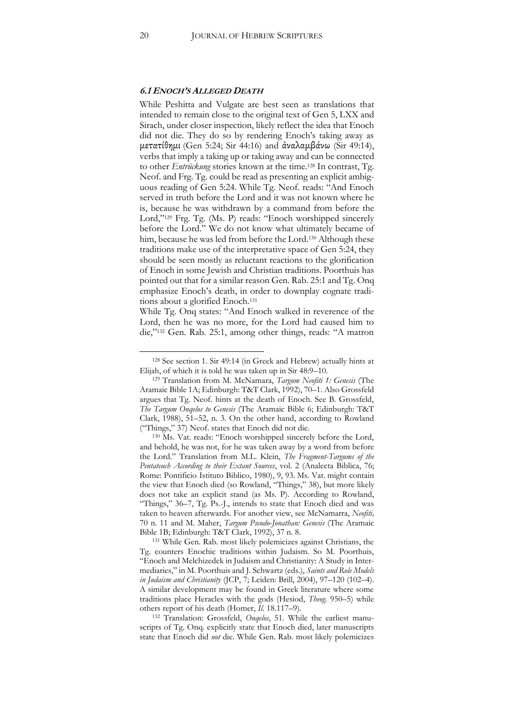### *6.1 Enoch's Alleged Death*

While Peshitta and Vulgate are best seen as translations that intended to remain close to the original text of Gen 5, LXX and Sirach, under closer inspection, likely reflect the idea that Enoch did not die. They do so by rendering Enoch's taking away as μετατίθημι (Gen 5:24; Sir 44:16) and ἀναλαμβάνω (Sir 49:14), verbs that imply a taking up or taking away and can be connected to other *Entrückung* stories known at the time.[128] In contrast, Tg. Neof. and Frg. Tg. could be read as presenting an explicit ambiguous reading of Gen 5:24. While Tg. Neof. reads: "And Enoch served in truth before the Lord and it was not known where he is, because he was withdrawn by a command from before the Lord,"[129] Frg. Tg. (Ms. P) reads: "Enoch worshipped sincerely before the Lord." We do not know what ultimately became of him, because he was led from before the Lord.[130] Although these traditions make use of the interpretative space of Gen 5:24, they should be seen mostly as reluctant reactions to the glorification of Enoch in some Jewish and Christian traditions. Poorthuis has pointed out that for a similar reason Gen. Rab. 25:1 and Tg. Onq emphasize Enoch's death, in order to downplay cognate traditions about a glorified Enoch.[131]

While Tg. Onq states: "And Enoch walked in reverence of the Lord, then he was no more, for the Lord had caused him to die,"[132] Gen. Rab. 25:1, among other things, reads: "A matron

---

[128] See section 1. Sir 49:14 (in Greek and Hebrew) actually hints at Elijah, of which it is told he was taken up in Sir 48:9–10.

[129] Translation from M. McNamara, *Targum Neofiti 1: Genesis* (The Aramaic Bible 1A; Edinburgh: T&T Clark, 1992), 70–1. Also Grossfeld argues that Tg. Neof. hints at the death of Enoch. See B. Grossfeld, *The Targum Onqelos to Genesis* (The Aramaic Bible 6; Edinburgh: T&T Clark, 1988), 51–52, n. 3. On the other hand, according to Rowland ("Things," 37) Neof. states that Enoch did not die.

[130] Ms. Vat. reads: "Enoch worshipped sincerely before the Lord, and behold, he was not, for he was taken away by a word from before the Lord." Translation from M.L. Klein, *The Fragment-Targums of the Pentateuch According to their Extant Sources*, vol. 2 (Analecta Biblica, 76; Rome: Pontificio Istituto Biblico, 1980), 9, 93. Ms. Vat. might contain the view that Enoch died (so Rowland, "Things," 38), but more likely does not take an explicit stand (as Ms. P). According to Rowland, "Things," 36–7, Tg. Ps.-J., intends to state that Enoch died and was taken to heaven afterwards. For another view, see McNamarra, *Neofiti,* 70 n. 11 and M. Maher, *Targum Pseudo-Jonathan: Genesis* (The Aramaic Bible 1B; Edinburgh: T&T Clark, 1992), 37 n. 8.

[131] While Gen. Rab. most likely polemicizes against Christians, the Tg. counters Enochic traditions within Judaism. So M. Poorthuis, "Enoch and Melchizedek in Judaism and Christianity: A Study in Intermediaries," in M. Poorthuis and J. Schwartz (eds.), *Saints and Role Models in Judaism and Christianity* (JCP, 7; Leiden: Brill, 2004), 97–120 (102–4). A similar development may be found in Greek literature where some traditions place Heracles with the gods (Hesiod, *Theog.* 950–5) while others report of his death (Homer, *Il.* 18.117–9).

[132] Translation: Grossfeld, *Onqelos*, 51. While the earliest manuscripts of Tg. Onq. explicitly state that Enoch died, later manuscripts state that Enoch did *not* die. While Gen. Rab. most likely polemicizes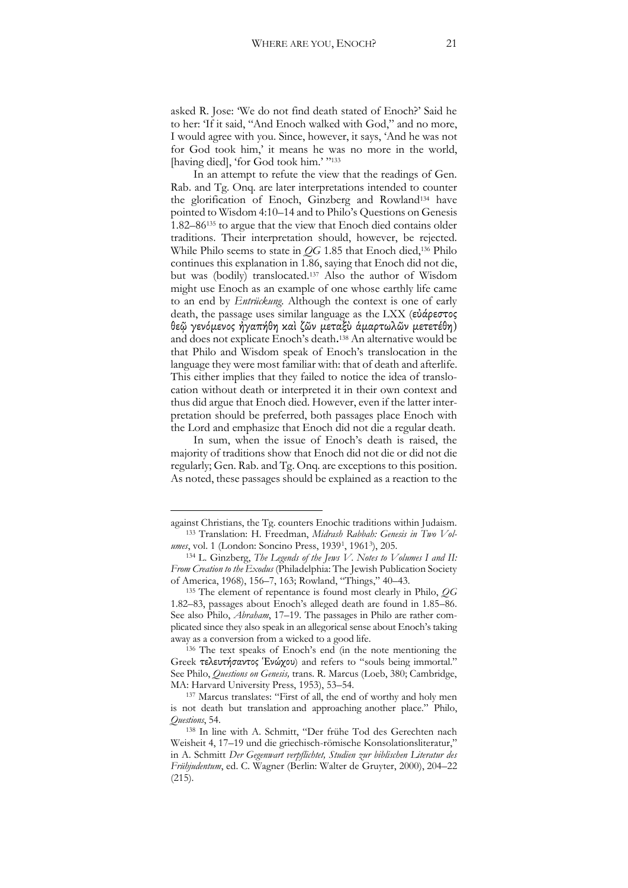asked R. Jose: 'We do not find death stated of Enoch?' Said he to her: 'If it said, "And Enoch walked with God," and no more, I would agree with you. Since, however, it says, 'And he was not for God took him,' it means he was no more in the world, [having died], 'for God took him.' "[133]

In an attempt to refute the view that the readings of Gen. Rab. and Tg. Onq. are later interpretations intended to counter the glorification of Enoch, Ginzberg and Rowland[134] have pointed to Wisdom 4:10–14 and to Philo's Questions on Genesis 1.82–86[135] to argue that the view that Enoch died contains older traditions. Their interpretation should, however, be rejected. While Philo seems to state in *QG* 1.85 that Enoch died,[136] Philo continues this explanation in 1.86, saying that Enoch did not die, but was (bodily) translocated.[137] Also the author of Wisdom might use Enoch as an example of one whose earthly life came to an end by *Entrückung.* Although the context is one of early death, the passage uses similar language as the LXX (εὐάρεστος θεῷ γενόμενος ἠγαπήθη καὶ ζῶν μεταξὺ ἁμαρτωλῶν μετετέθη) and does not explicate Enoch's death.[138] An alternative would be that Philo and Wisdom speak of Enoch's translocation in the language they were most familiar with: that of death and afterlife. This either implies that they failed to notice the idea of translocation without death or interpreted it in their own context and thus did argue that Enoch died. However, even if the latter interpretation should be preferred, both passages place Enoch with the Lord and emphasize that Enoch did not die a regular death.

In sum, when the issue of Enoch's death is raised, the majority of traditions show that Enoch did not die or did not die regularly; Gen. Rab. and Tg. Onq. are exceptions to this position. As noted, these passages should be explained as a reaction to the

---

against Christians, the Tg. counters Enochic traditions within Judaism.

[133] Translation: H. Freedman, *Midrash Rabbah: Genesis in Two Volumes*, vol. 1 (London: Soncino Press, 1939[1], 1961[3]), 205.

[134] L. Ginzberg, *The Legends of the Jews V. Notes to Volumes I and II: From Creation to the Exodus* (Philadelphia: The Jewish Publication Society of America, 1968), 156–7, 163; Rowland, "Things," 40–43.

[135] The element of repentance is found most clearly in Philo, *QG* 1.82–83, passages about Enoch's alleged death are found in 1.85–86. See also Philo, *Abraham*, 17–19. The passages in Philo are rather complicated since they also speak in an allegorical sense about Enoch's taking away as a conversion from a wicked to a good life.

[136] The text speaks of Enoch's end (in the note mentioning the Greek τελευτήσαντος Ἐνώχου) and refers to "souls being immortal." See Philo, *Questions on Genesis,* trans. R. Marcus (Loeb, 380; Cambridge, MA: Harvard University Press, 1953), 53–54.

[137] Marcus translates: "First of all, the end of worthy and holy men is not death but translation and approaching another place." Philo, *Questions*, 54.

[138] In line with A. Schmitt, "Der frühe Tod des Gerechten nach Weisheit 4, 17–19 und die griechisch-römische Konsolationsliteratur," in A. Schmitt *Der Gegenwart verpflichtet, Studien zur biblischen Literatur des Frühjudentum*, ed. C. Wagner (Berlin: Walter de Gruyter, 2000), 204–22 (215).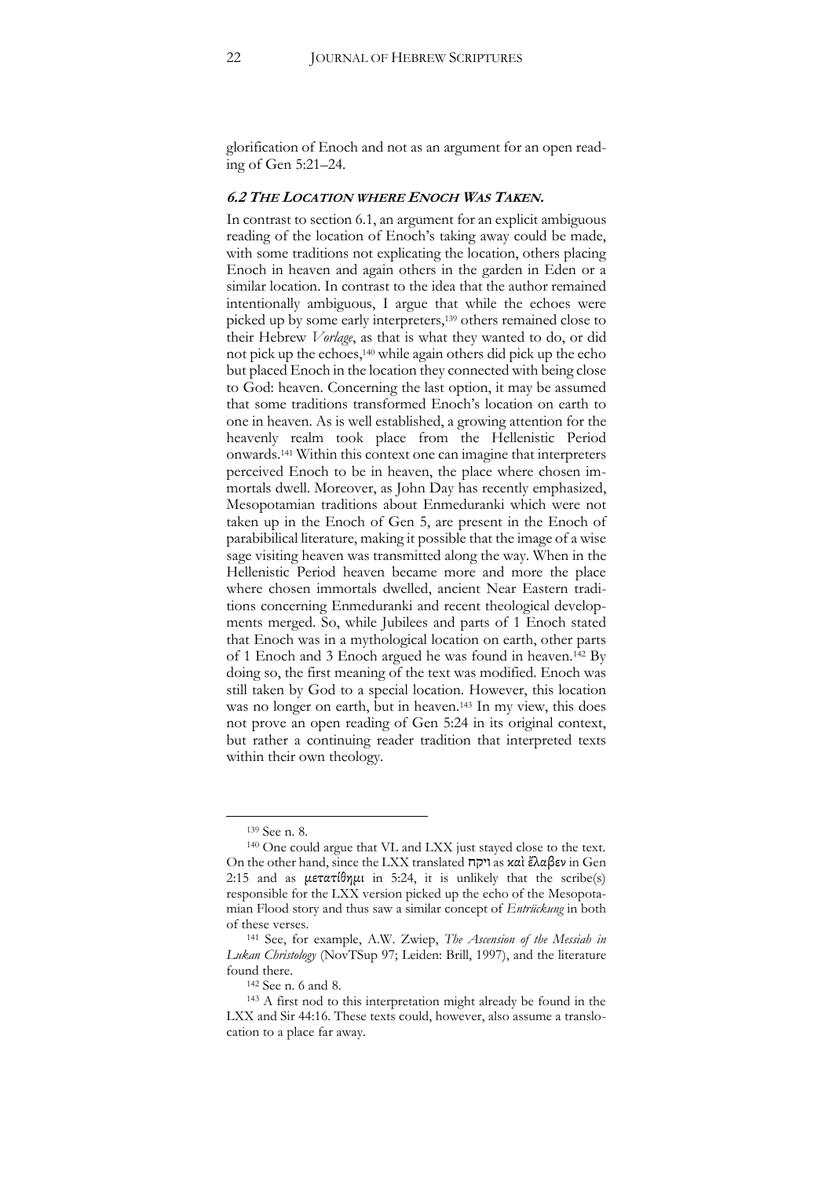glorification of Enoch and not as an argument for an open reading of Gen 5:21–24.

### *6.2 The Location where Enoch Was Taken.*

In contrast to section 6.1, an argument for an explicit ambiguous reading of the location of Enoch's taking away could be made, with some traditions not explicating the location, others placing Enoch in heaven and again others in the garden in Eden or a similar location. In contrast to the idea that the author remained intentionally ambiguous, I argue that while the echoes were picked up by some early interpreters,[139] others remained close to their Hebrew *Vorlage*, as that is what they wanted to do, or did not pick up the echoes,[140] while again others did pick up the echo but placed Enoch in the location they connected with being close to God: heaven. Concerning the last option, it may be assumed that some traditions transformed Enoch's location on earth to one in heaven. As is well established, a growing attention for the heavenly realm took place from the Hellenistic Period onwards.[141] Within this context one can imagine that interpreters perceived Enoch to be in heaven, the place where chosen immortals dwell. Moreover, as John Day has recently emphasized, Mesopotamian traditions about Enmeduranki which were not taken up in the Enoch of Gen 5, are present in the Enoch of parabibilical literature, making it possible that the image of a wise sage visiting heaven was transmitted along the way. When in the Hellenistic Period heaven became more and more the place where chosen immortals dwelled, ancient Near Eastern traditions concerning Enmeduranki and recent theological developments merged. So, while Jubilees and parts of 1 Enoch stated that Enoch was in a mythological location on earth, other parts of 1 Enoch and 3 Enoch argued he was found in heaven.[142] By doing so, the first meaning of the text was modified. Enoch was still taken by God to a special location. However, this location was no longer on earth, but in heaven.[143] In my view, this does not prove an open reading of Gen 5:24 in its original context, but rather a continuing reader tradition that interpreted texts within their own theology.

---

[139] See n. 8.

[140] One could argue that VL and LXX just stayed close to the text. On the other hand, since the LXX translated ויקח as καὶ ἔλαβεν in Gen 2:15 and as μετατίθημι in 5:24, it is unlikely that the scribe(s) responsible for the LXX version picked up the echo of the Mesopotamian Flood story and thus saw a similar concept of *Entrückung* in both of these verses.

[141] See, for example, A.W. Zwiep, *The Ascension of the Messiah in Lukan Christology* (NovTSup 97; Leiden: Brill, 1997), and the literature found there.

[142] See n. 6 and 8.

[143] A first nod to this interpretation might already be found in the LXX and Sir 44:16. These texts could, however, also assume a translocation to a place far away.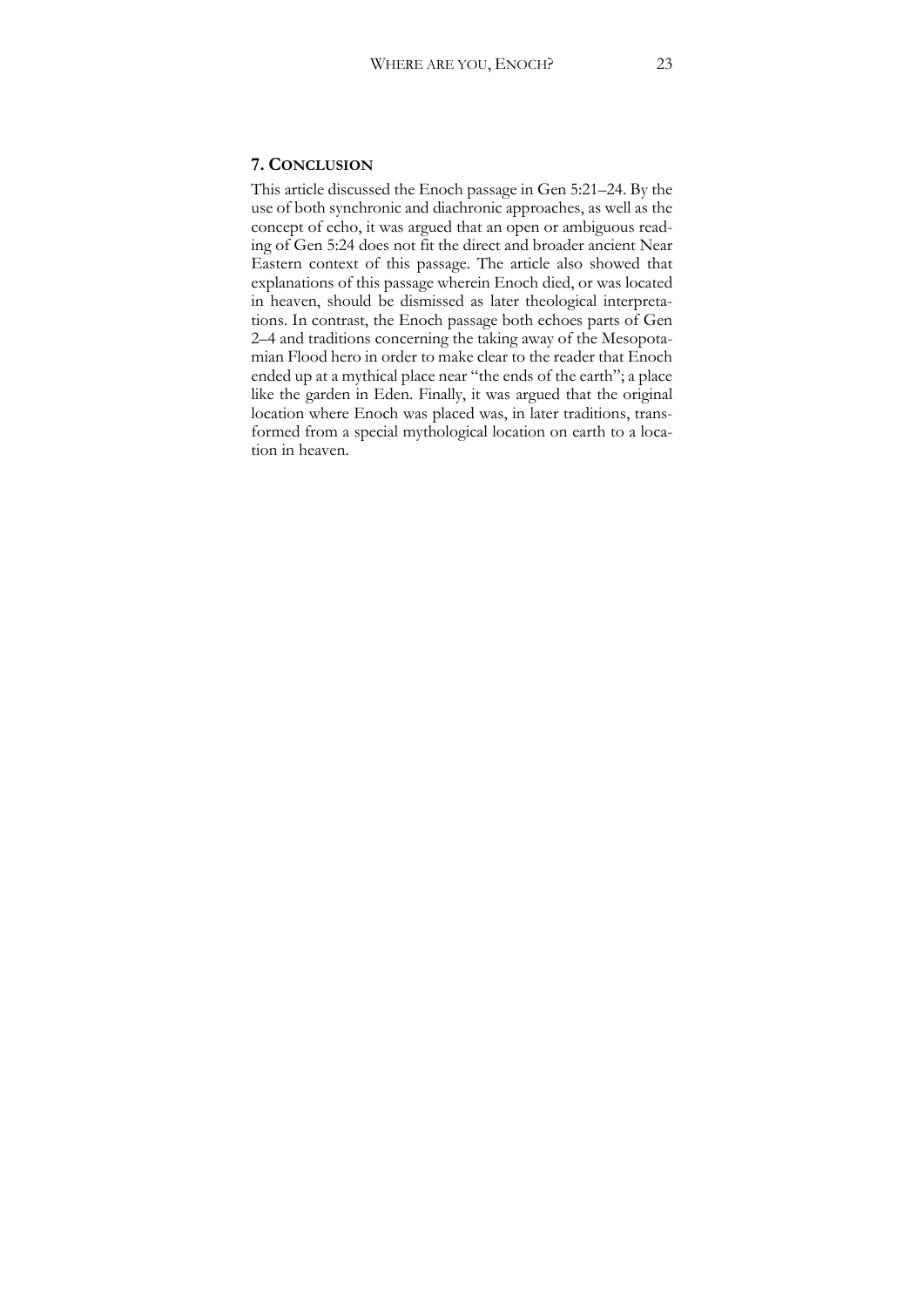## 7. Conclusion

This article discussed the Enoch passage in Gen 5:21–24. By the use of both synchronic and diachronic approaches, as well as the concept of echo, it was argued that an open or ambiguous reading of Gen 5:24 does not fit the direct and broader ancient Near Eastern context of this passage. The article also showed that explanations of this passage wherein Enoch died, or was located in heaven, should be dismissed as later theological interpretations. In contrast, the Enoch passage both echoes parts of Gen 2–4 and traditions concerning the taking away of the Mesopotamian Flood hero in order to make clear to the reader that Enoch ended up at a mythical place near "the ends of the earth"; a place like the garden in Eden. Finally, it was argued that the original location where Enoch was placed was, in later traditions, transformed from a special mythological location on earth to a location in heaven.